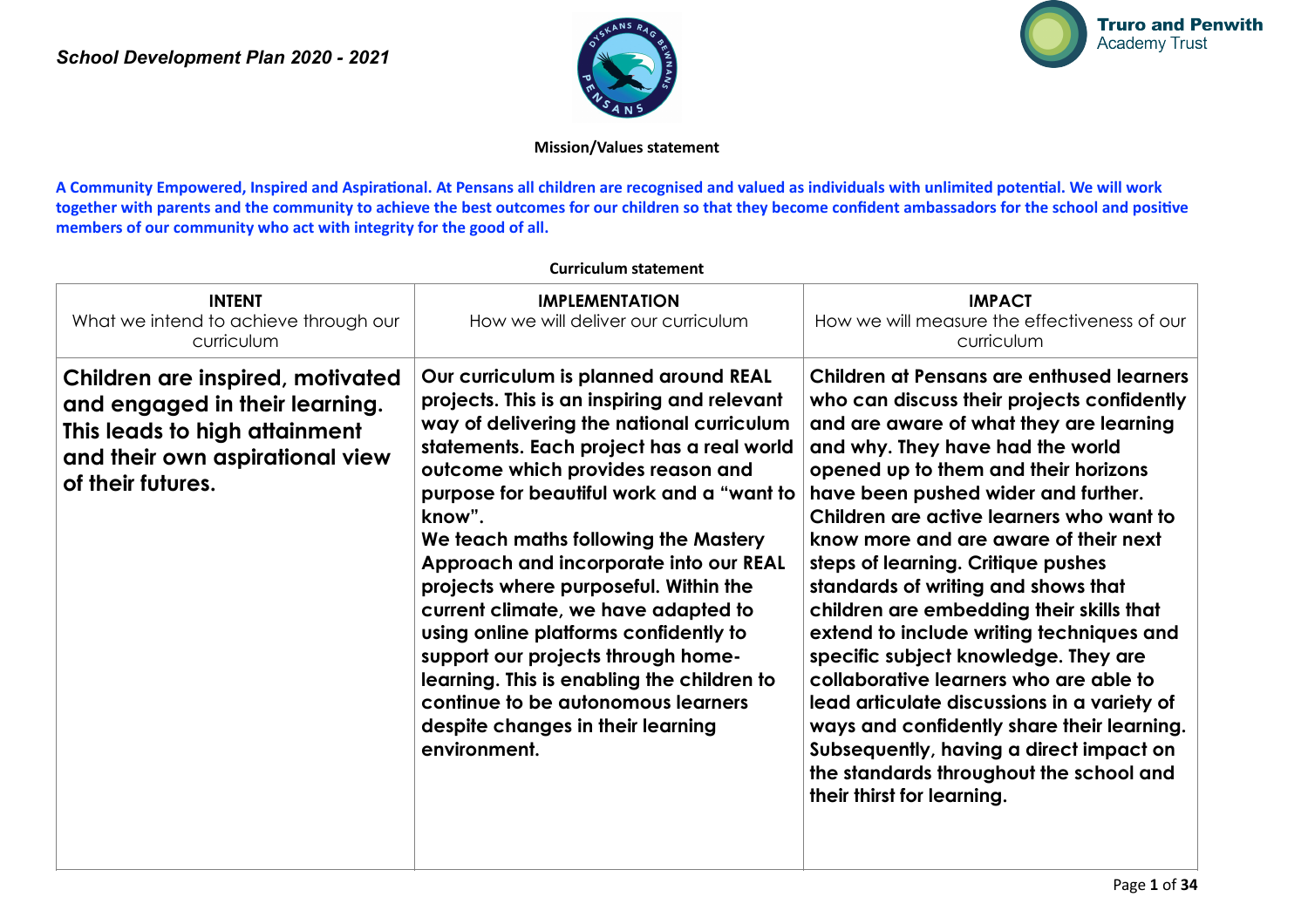*School Development Plan 2020 - 2021*

Truro and Penwith Academy Trust

**Mission/Values statement**

**A Community Empowered, Inspired and Aspirational. At Pensans all children are recognised and valued as individuals with unlimited potential. We will work together with parents and the community to achieve the best outcomes for our children so that they become confident ambassadors for the school and positive members of our community who act with integrity for the good of all.**

**Curriculum statement**

| **INTENT**<br>What we intend to achieve through our curriculum | **IMPLEMENTATION**<br>How we will deliver our curriculum | **IMPACT**<br>How we will measure the effectiveness of our curriculum |
|---|---|---|
| **Children are inspired, motivated and engaged in their learning. This leads to high attainment and their own aspirational view of their futures.** | **Our curriculum is planned around REAL projects. This is an inspiring and relevant way of delivering the national curriculum statements. Each project has a real world outcome which provides reason and purpose for beautiful work and a "want to know".**<br>**We teach maths following the Mastery Approach and incorporate into our REAL projects where purposeful. Within the current climate, we have adapted to using online platforms confidently to support our projects through home-learning. This is enabling the children to continue to be autonomous learners despite changes in their learning environment.** | **Children at Pensans are enthused learners who can discuss their projects confidently and are aware of what they are learning and why. They have had the world opened up to them and their horizons have been pushed wider and further. Children are active learners who want to know more and are aware of their next steps of learning. Critique pushes standards of writing and shows that children are embedding their skills that extend to include writing techniques and specific subject knowledge. They are collaborative learners who are able to lead articulate discussions in a variety of ways and confidently share their learning. Subsequently, having a direct impact on the standards throughout the school and their thirst for learning.** |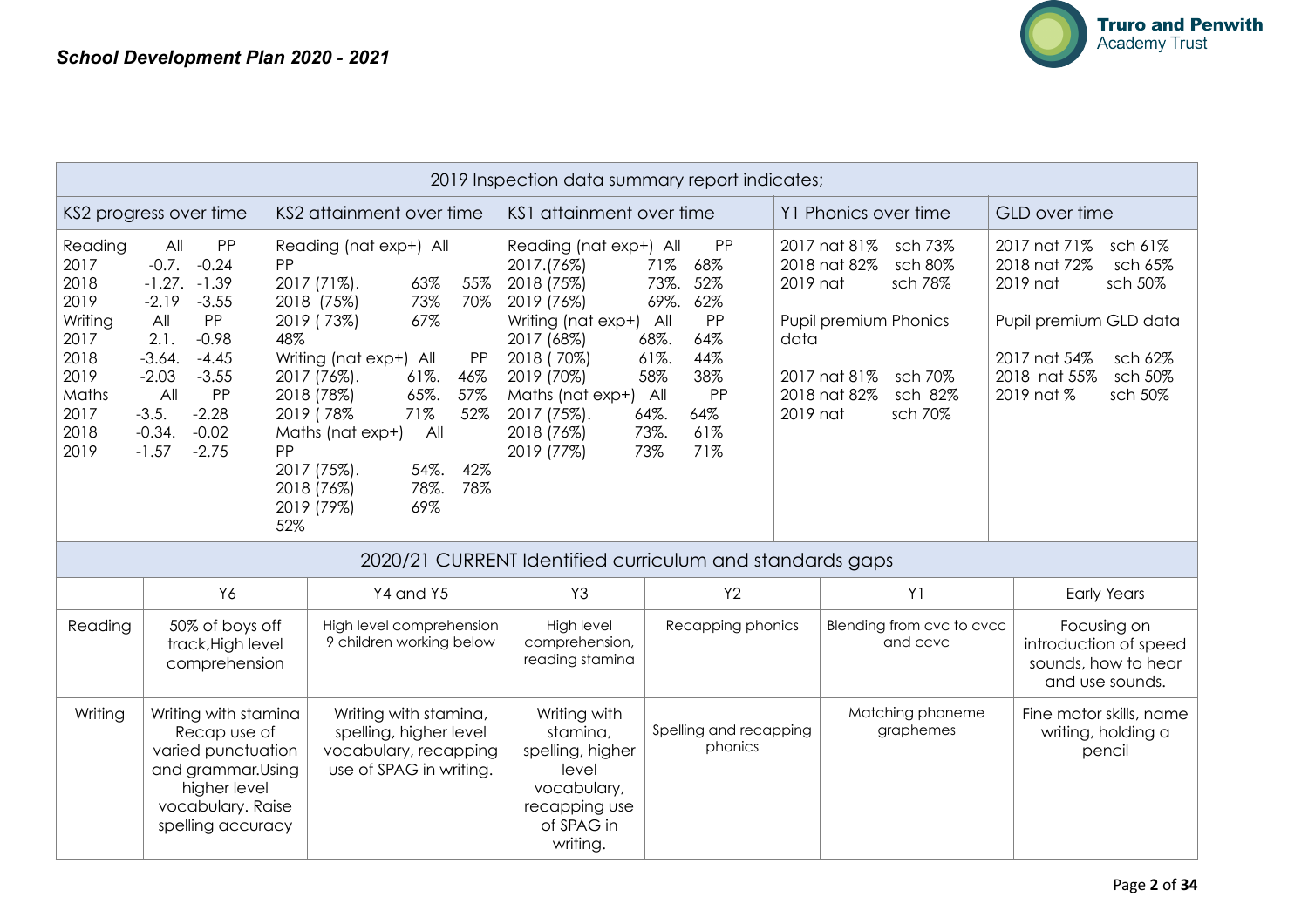*School Development Plan 2020 - 2021*

| 2019 Inspection data summary report indicates; | | | | |
|---|---|---|---|---|
| KS2 progress over time | KS2 attainment over time | KS1 attainment over time | Y1 Phonics over time | GLD over time |
| Reading All PP<br>2017 -0.7. -0.24<br>2018 -1.27. -1.39<br>2019 -2.19 -3.55<br>Writing All PP<br>2017 2.1. -0.98<br>2018 -3.64. -4.45<br>2019 -2.03 -3.55<br>Maths All PP<br>2017 -3.5. -2.28<br>2018 -0.34. -0.02<br>2019 -1.57 -2.75 | Reading (nat exp+) All PP<br>2017 (71%). 63% 55%<br>2018 (75%) 73% 70%<br>2019 ( 73%) 67% 48%<br>Writing (nat exp+) All PP<br>2017 (76%). 61%. 46%<br>2018 (78%) 65%. 57%<br>2019 ( 78% 71% 52%<br>Maths (nat exp+) All PP<br>2017 (75%). 54%. 42%<br>2018 (76%) 78%. 78%<br>2019 (79%) 69% 52% | Reading (nat exp+) All PP<br>2017.(76%) 71% 68%<br>2018 (75%) 73%. 52%<br>2019 (76%) 69%. 62%<br>Writing (nat exp+) All PP<br>2017 (68%) 68%. 64%<br>2018 ( 70%) 61%. 44%<br>2019 (70%) 58% 38%<br>Maths (nat exp+) All PP<br>2017 (75%). 64%. 64%<br>2018 (76%) 73%. 61%<br>2019 (77%) 73% 71% | 2017 nat 81% sch 73%<br>2018 nat 82% sch 80%<br>2019 nat sch 78%<br><br>Pupil premium Phonics data<br><br>2017 nat 81% sch 70%<br>2018 nat 82% sch 82%<br>2019 nat sch 70% | 2017 nat 71% sch 61%<br>2018 nat 72% sch 65%<br>2019 nat sch 50%<br><br>Pupil premium GLD data<br><br>2017 nat 54% sch 62%<br>2018 nat 55% sch 50%<br>2019 nat % sch 50% |

| 2020/21 CURRENT Identified curriculum and standards gaps | | | | | | |
|---|---|---|---|---|---|---|
| | Y6 | Y4 and Y5 | Y3 | Y2 | Y1 | Early Years |
| Reading | 50% of boys off track,High level comprehension | High level comprehension 9 children working below | High level comprehension, reading stamina | Recapping phonics | Blending from cvc to cvcc and ccvc | Focusing on introduction of speed sounds, how to hear and use sounds. |
| Writing | Writing with stamina Recap use of varied punctuation and grammar.Using higher level vocabulary. Raise spelling accuracy | Writing with stamina, spelling, higher level vocabulary, recapping use of SPAG in writing. | Writing with stamina, spelling, higher level vocabulary, recapping use of SPAG in writing. | Spelling and recapping phonics | Matching phoneme graphemes | Fine motor skills, name writing, holding a pencil |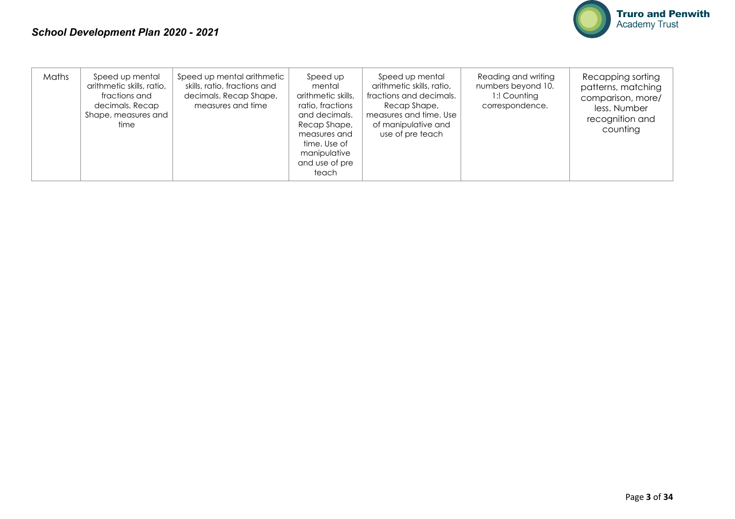| Maths | Speed up mental arithmetic skills, ratio, fractions and decimals. Recap Shape, measures and time | Speed up mental arithmetic skills, ratio, fractions and decimals. Recap Shape, measures and time | Speed up mental arithmetic skills, ratio, fractions and decimals. Recap Shape, measures and time. Use of manipulative and use of pre teach | Speed up mental arithmetic skills, ratio, fractions and decimals. Recap Shape, measures and time. Use of manipulative and use of pre teach | Reading and writing numbers beyond 10. 1:! Counting correspondence. | Recapping sorting patterns, matching comparison, more/ less. Number recognition and counting |
|---|---|---|---|---|---|---|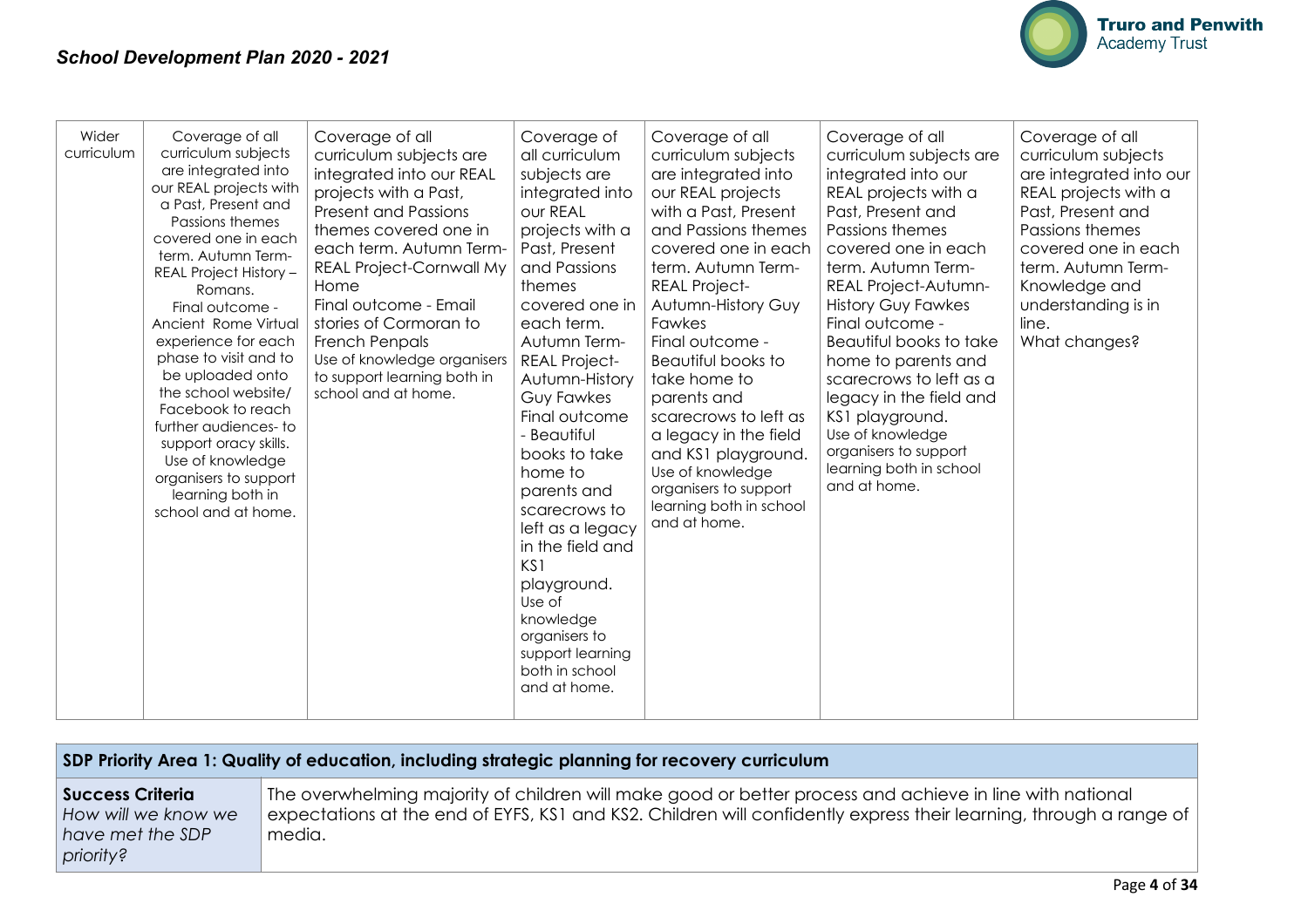| Wider curriculum | Coverage of all curriculum subjects are integrated into our REAL projects with a Past, Present and Passions themes covered one in each term. Autumn Term- REAL Project History – Romans. Final outcome - Ancient Rome Virtual experience for each phase to visit and to be uploaded onto the school website/ Facebook to reach further audiences- to support oracy skills. Use of knowledge organisers to support learning both in school and at home. | Coverage of all curriculum subjects are integrated into our REAL projects with a Past, Present and Passions themes covered one in each term. Autumn Term- REAL Project-Cornwall My Home Final outcome - Email stories of Cormoran to French Penpals Use of knowledge organisers to support learning both in school and at home. | Coverage of all curriculum subjects are integrated into our REAL projects with a Past, Present and Passions themes covered one in each term. Autumn Term- REAL Project- Autumn-History Guy Fawkes Final outcome - Beautiful books to take home to parents and scarecrows to left as a legacy in the field and KS1 playground. Use of knowledge organisers to support learning both in school and at home. | Coverage of all curriculum subjects are integrated into our REAL projects with a Past, Present and Passions themes covered one in each term. Autumn Term- REAL Project- Autumn-History Guy Fawkes Final outcome - Beautiful books to take home to parents and scarecrows to left as a legacy in the field and KS1 playground. Use of knowledge organisers to support learning both in school and at home. | Coverage of all curriculum subjects are integrated into our REAL projects with a Past, Present and Passions themes covered one in each term. Autumn Term- REAL Project-Autumn-History Guy Fawkes Final outcome - Beautiful books to take home to parents and scarecrows to left as a legacy in the field and KS1 playground. Use of knowledge organisers to support learning both in school and at home. | Coverage of all curriculum subjects are integrated into our REAL projects with a Past, Present and Passions themes covered one in each term. Autumn Term- Knowledge and understanding is in line. What changes? |
|---|---|---|---|---|---|---|

| **SDP Priority Area 1: Quality of education, including strategic planning for recovery curriculum** | |
|---|---|
| **Success Criteria** *How will we know we have met the SDP priority?* | The overwhelming majority of children will make good or better process and achieve in line with national expectations at the end of EYFS, KS1 and KS2. Children will confidently express their learning, through a range of media. |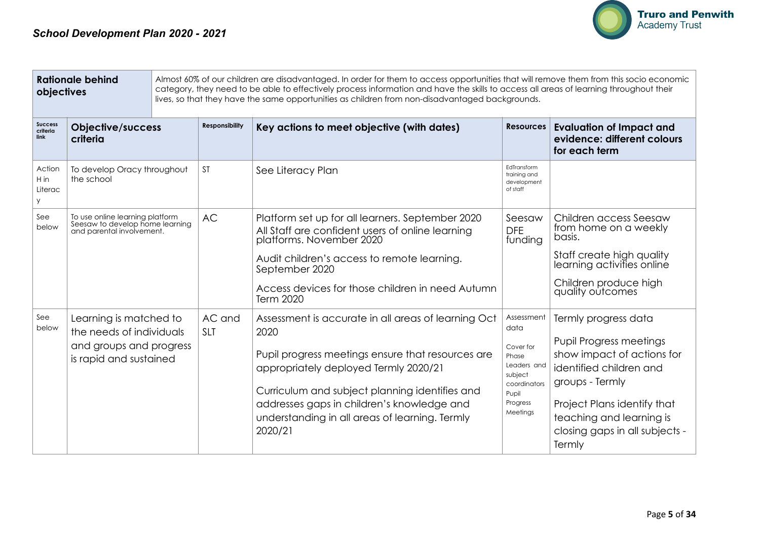*School Development Plan 2020 - 2021*

| **Rationale behind objectives** | Almost 60% of our children are disadvantaged. In order for them to access opportunities that will remove them from this socio economic category, they need to be able to effectively process information and have the skills to access all areas of learning throughout their lives, so that they have the same opportunities as children from non-disadvantaged backgrounds. | | | | |
|---|---|---|---|---|---|
| **Success criteria link** | **Objective/success criteria** | **Responsibility** | **Key actions to meet objective (with dates)** | **Resources** | **Evaluation of Impact and evidence: different colours for each term** |
| Action H in Literacy | To develop Oracy throughout the school | ST | See Literacy Plan | EdTransform training and development of staff | |
| See below | To use online learning platform Seesaw to develop home learning and parental involvement. | AC | Platform set up for all learners. September 2020<br>All Staff are confident users of online learning platforms. November 2020<br>Audit children's access to remote learning. September 2020<br>Access devices for those children in need Autumn Term 2020 | Seesaw<br>DFE funding | Children access Seesaw from home on a weekly basis.<br>Staff create high quality learning activities online<br>Children produce high quality outcomes |
| See below | Learning is matched to the needs of individuals and groups and progress is rapid and sustained | AC and SLT | Assessment is accurate in all areas of learning Oct 2020<br>Pupil progress meetings ensure that resources are appropriately deployed Termly 2020/21<br>Curriculum and subject planning identifies and addresses gaps in children's knowledge and understanding in all areas of learning. Termly 2020/21 | Assessment data<br>Cover for Phase Leaders and subject coordinators Pupil Progress Meetings | Termly progress data<br>Pupil Progress meetings show impact of actions for identified children and groups - Termly<br>Project Plans identify that teaching and learning is closing gaps in all subjects - Termly |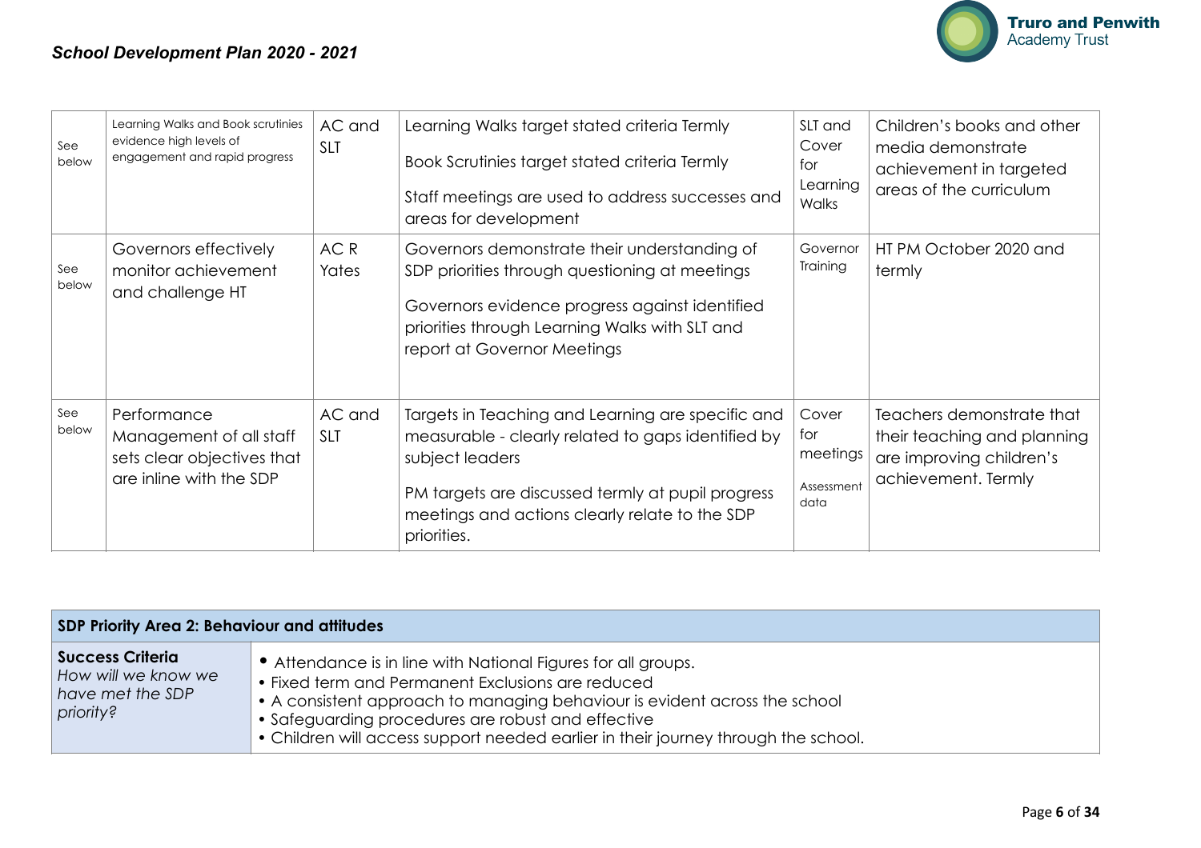| | | | | | |
|---|---|---|---|---|---|
| See below | Learning Walks and Book scrutinies evidence high levels of engagement and rapid progress | AC and SLT | Learning Walks target stated criteria Termly<br><br>Book Scrutinies target stated criteria Termly<br><br>Staff meetings are used to address successes and areas for development | SLT and Cover for Learning Walks | Children's books and other media demonstrate achievement in targeted areas of the curriculum |
| See below | Governors effectively monitor achievement and challenge HT | AC R Yates | Governors demonstrate their understanding of SDP priorities through questioning at meetings<br><br>Governors evidence progress against identified priorities through Learning Walks with SLT and report at Governor Meetings | Governor Training | HT PM October 2020 and termly |
| See below | Performance Management of all staff sets clear objectives that are inline with the SDP | AC and SLT | Targets in Teaching and Learning are specific and measurable - clearly related to gaps identified by subject leaders<br><br>PM targets are discussed termly at pupil progress meetings and actions clearly relate to the SDP priorities. | Cover for meetings<br><br>Assessment data | Teachers demonstrate that their teaching and planning are improving children's achievement. Termly |

| **SDP Priority Area 2: Behaviour and attitudes** | |
|---|---|
| **Success Criteria**<br>*How will we know we have met the SDP priority?* | • Attendance is in line with National Figures for all groups.<br>• Fixed term and Permanent Exclusions are reduced<br>• A consistent approach to managing behaviour is evident across the school<br>• Safeguarding procedures are robust and effective<br>• Children will access support needed earlier in their journey through the school. |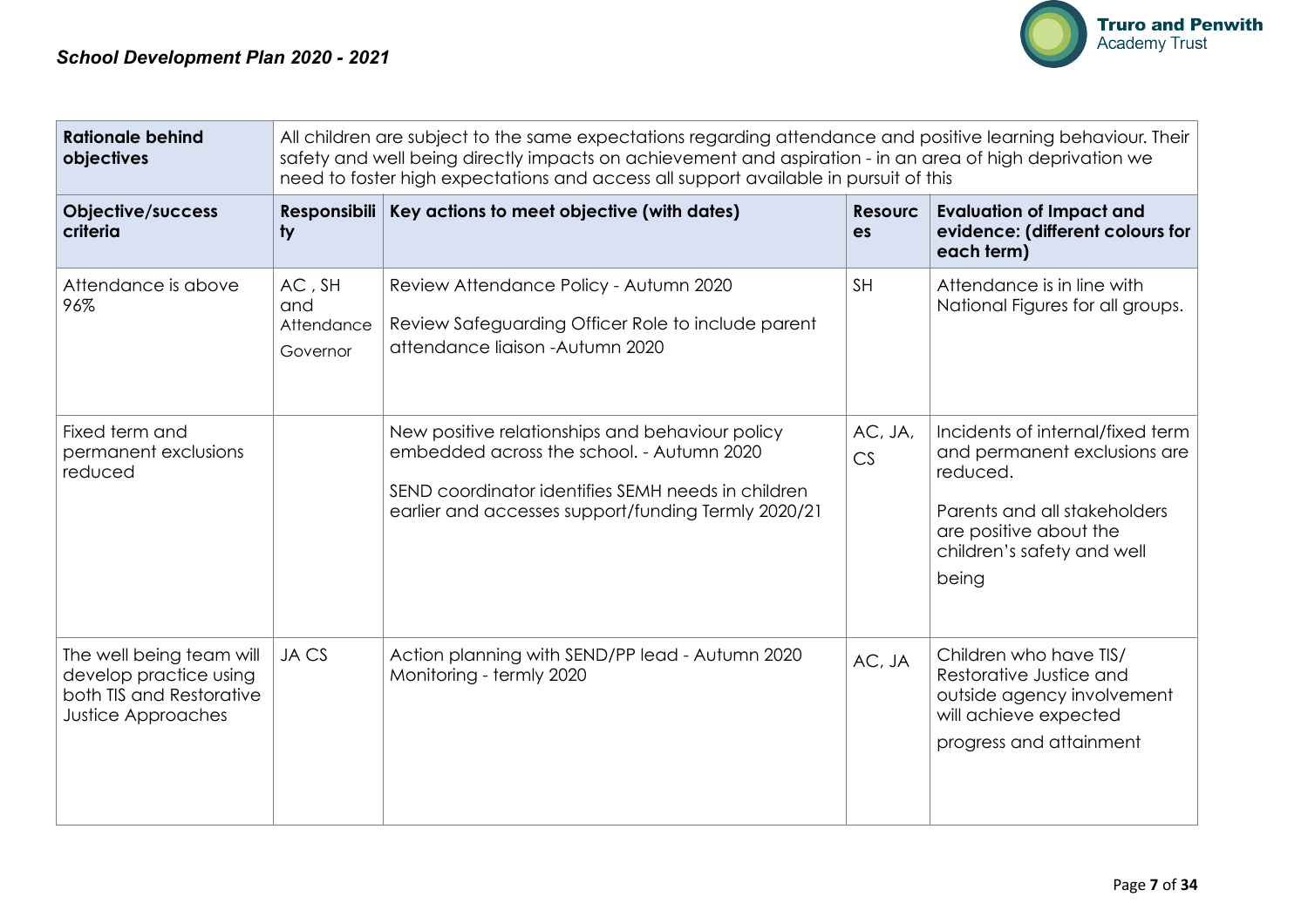*School Development Plan 2020 - 2021*

| **Rationale behind objectives** | All children are subject to the same expectations regarding attendance and positive learning behaviour. Their safety and well being directly impacts on achievement and aspiration - in an area of high deprivation we need to foster high expectations and access all support available in pursuit of this | | | |
|---|---|---|---|---|
| **Objective/success criteria** | **Responsibility** | **Key actions to meet objective (with dates)** | **Resources** | **Evaluation of Impact and evidence: (different colours for each term)** |
| Attendance is above 96% | AC , SH and Attendance Governor | Review Attendance Policy - Autumn 2020<br><br>Review Safeguarding Officer Role to include parent attendance liaison -Autumn 2020 | SH | Attendance is in line with National Figures for all groups. |
| Fixed term and permanent exclusions reduced | | New positive relationships and behaviour policy embedded across the school. - Autumn 2020<br><br>SEND coordinator identifies SEMH needs in children earlier and accesses support/funding Termly 2020/21 | AC, JA, CS | Incidents of internal/fixed term and permanent exclusions are reduced.<br><br>Parents and all stakeholders are positive about the children's safety and well being |
| The well being team will develop practice using both TIS and Restorative Justice Approaches | JA CS | Action planning with SEND/PP lead - Autumn 2020<br>Monitoring - termly 2020 | AC, JA | Children who have TIS/ Restorative Justice and outside agency involvement will achieve expected progress and attainment |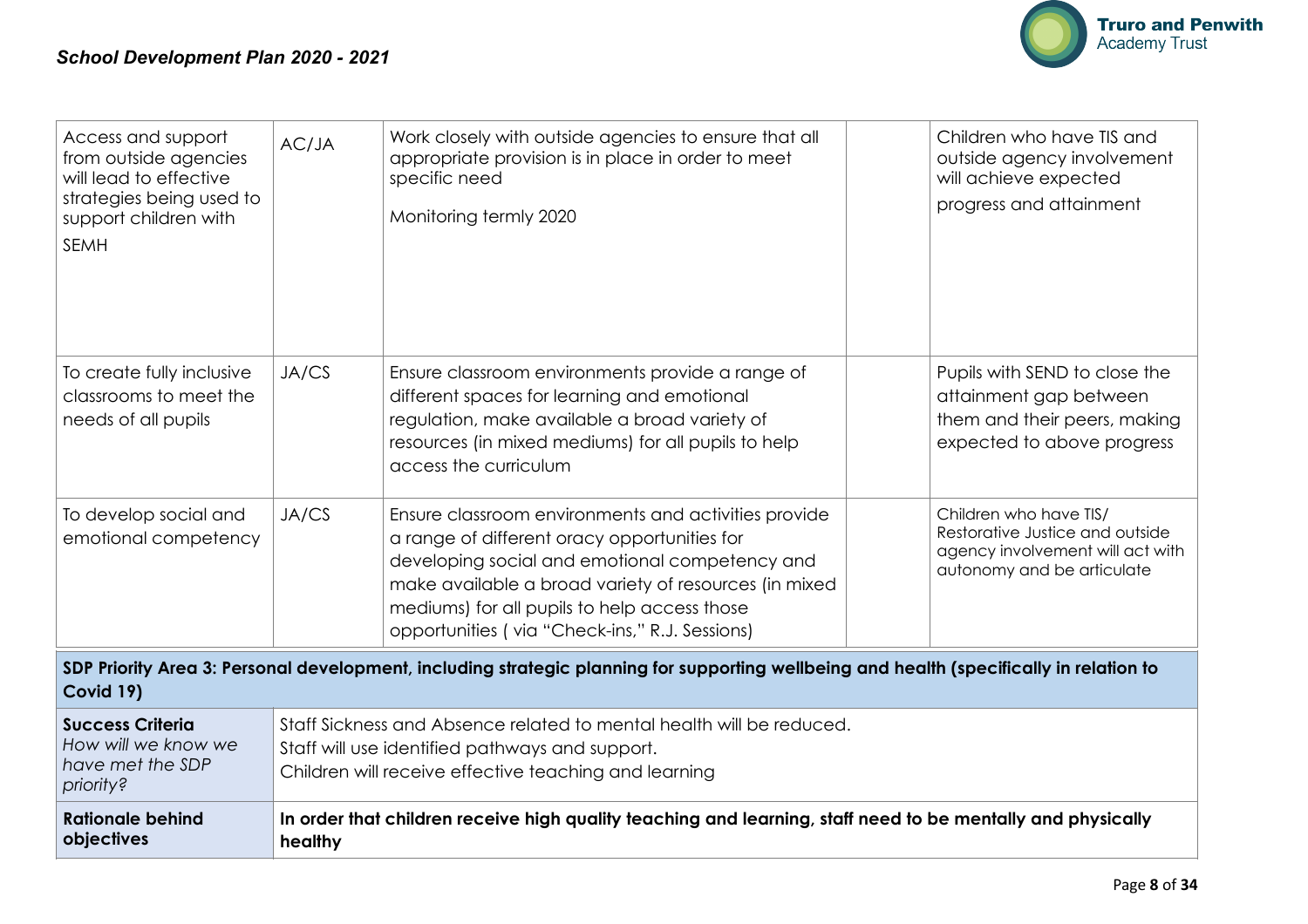| | | | | |
|---|---|---|---|---|
| Access and support from outside agencies will lead to effective strategies being used to support children with SEMH | AC/JA | Work closely with outside agencies to ensure that all appropriate provision is in place in order to meet specific need<br><br>Monitoring termly 2020 | | Children who have TIS and outside agency involvement will achieve expected progress and attainment |
| To create fully inclusive classrooms to meet the needs of all pupils | JA/CS | Ensure classroom environments provide a range of different spaces for learning and emotional regulation, make available a broad variety of resources (in mixed mediums) for all pupils to help access the curriculum | | Pupils with SEND to close the attainment gap between them and their peers, making expected to above progress |
| To develop social and emotional competency | JA/CS | Ensure classroom environments and activities provide a range of different oracy opportunities for developing social and emotional competency and make available a broad variety of resources (in mixed mediums) for all pupils to help access those opportunities ( via "Check-ins," R.J. Sessions) | | Children who have TIS/ Restorative Justice and outside agency involvement will act with autonomy and be articulate |

| **SDP Priority Area 3: Personal development, including strategic planning for supporting wellbeing and health (specifically in relation to Covid 19)** | |
|---|---|
| **Success Criteria**<br>*How will we know we have met the SDP priority?* | Staff Sickness and Absence related to mental health will be reduced.<br>Staff will use identified pathways and support.<br>Children will receive effective teaching and learning |
| **Rationale behind objectives** | **In order that children receive high quality teaching and learning, staff need to be mentally and physically healthy** |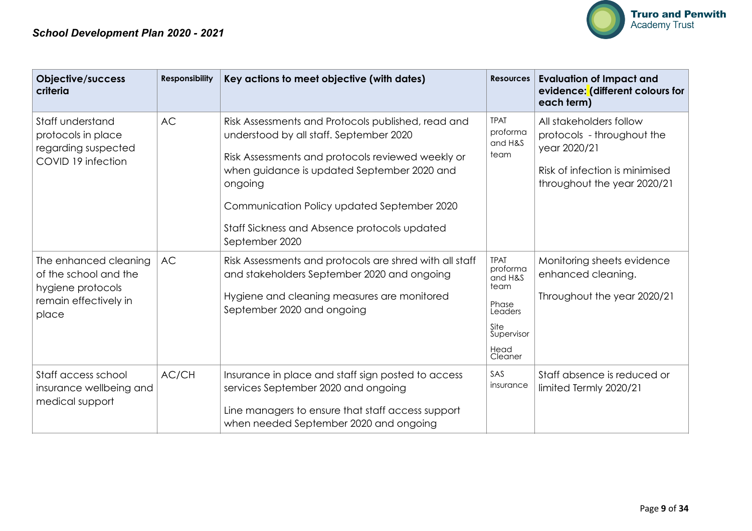| Objective/success criteria | Responsibility | Key actions to meet objective (with dates) | Resources | Evaluation of Impact and evidence: (different colours for each term) |
|---|---|---|---|---|
| Staff understand protocols in place regarding suspected COVID 19 infection | AC | Risk Assessments and Protocols published, read and understood by all staff. September 2020<br><br>Risk Assessments and protocols reviewed weekly or when guidance is updated September 2020 and ongoing<br><br>Communication Policy updated September 2020<br><br>Staff Sickness and Absence protocols updated September 2020 | TPAT proforma and H&S team | All stakeholders follow protocols - throughout the year 2020/21<br><br>Risk of infection is minimised throughout the year 2020/21 |
| The enhanced cleaning of the school and the hygiene protocols remain effectively in place | AC | Risk Assessments and protocols are shred with all staff and stakeholders September 2020 and ongoing<br><br>Hygiene and cleaning measures are monitored September 2020 and ongoing | TPAT proforma and H&S team<br><br>Phase Leaders<br><br>Site Supervisor<br><br>Head Cleaner | Monitoring sheets evidence enhanced cleaning.<br><br>Throughout the year 2020/21 |
| Staff access school insurance wellbeing and medical support | AC/CH | Insurance in place and staff sign posted to access services September 2020 and ongoing<br><br>Line managers to ensure that staff access support when needed September 2020 and ongoing | SAS insurance | Staff absence is reduced or limited Termly 2020/21 |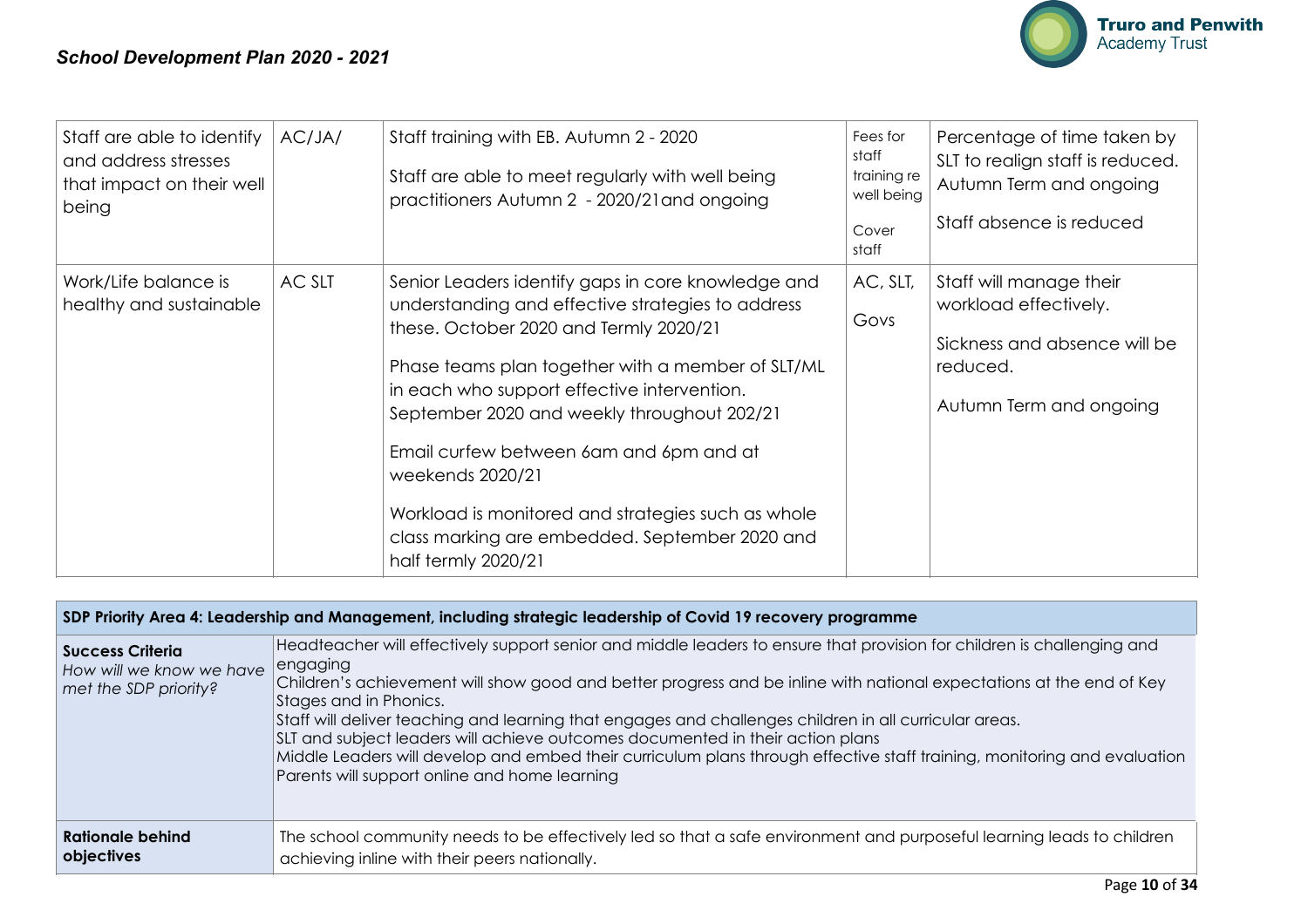| | | | | |
|---|---|---|---|---|
| Staff are able to identify and address stresses that impact on their well being | AC/JA/ | Staff training with EB. Autumn 2 - 2020<br><br>Staff are able to meet regularly with well being practitioners Autumn 2 - 2020/21and ongoing | Fees for staff training re well being<br><br>Cover staff | Percentage of time taken by SLT to realign staff is reduced. Autumn Term and ongoing<br><br>Staff absence is reduced |
| Work/Life balance is healthy and sustainable | AC SLT | Senior Leaders identify gaps in core knowledge and understanding and effective strategies to address these. October 2020 and Termly 2020/21<br><br>Phase teams plan together with a member of SLT/ML in each who support effective intervention. September 2020 and weekly throughout 202/21<br><br>Email curfew between 6am and 6pm and at weekends 2020/21<br><br>Workload is monitored and strategies such as whole class marking are embedded. September 2020 and half termly 2020/21 | AC, SLT,<br><br>Govs | Staff will manage their workload effectively.<br><br>Sickness and absence will be reduced.<br><br>Autumn Term and ongoing |

| **SDP Priority Area 4: Leadership and Management, including strategic leadership of Covid 19 recovery programme** | |
|---|---|
| **Success Criteria**<br>*How will we know we have met the SDP priority?* | Headteacher will effectively support senior and middle leaders to ensure that provision for children is challenging and engaging<br>Children's achievement will show good and better progress and be inline with national expectations at the end of Key Stages and in Phonics.<br>Staff will deliver teaching and learning that engages and challenges children in all curricular areas.<br>SLT and subject leaders will achieve outcomes documented in their action plans<br>Middle Leaders will develop and embed their curriculum plans through effective staff training, monitoring and evaluation<br>Parents will support online and home learning |
| **Rationale behind objectives** | The school community needs to be effectively led so that a safe environment and purposeful learning leads to children achieving inline with their peers nationally. |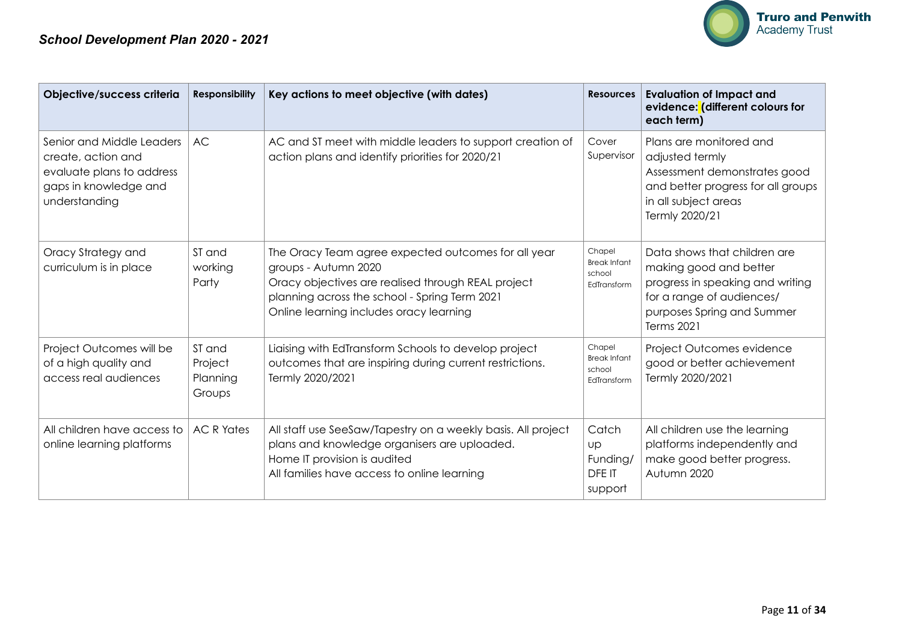*School Development Plan 2020 - 2021*

| Objective/success criteria | Responsibility | Key actions to meet objective (with dates) | Resources | Evaluation of Impact and evidence: (different colours for each term) |
|---|---|---|---|---|
| Senior and Middle Leaders create, action and evaluate plans to address gaps in knowledge and understanding | AC | AC and ST meet with middle leaders to support creation of action plans and identify priorities for 2020/21 | Cover Supervisor | Plans are monitored and adjusted termly<br>Assessment demonstrates good and better progress for all groups in all subject areas<br>Termly 2020/21 |
| Oracy Strategy and curriculum is in place | ST and working Party | The Oracy Team agree expected outcomes for all year groups - Autumn 2020<br>Oracy objectives are realised through REAL project planning across the school - Spring Term 2021<br>Online learning includes oracy learning | Chapel Break Infant school EdTransform | Data shows that children are making good and better progress in speaking and writing for a range of audiences/ purposes Spring and Summer Terms 2021 |
| Project Outcomes will be of a high quality and access real audiences | ST and Project Planning Groups | Liaising with EdTransform Schools to develop project outcomes that are inspiring during current restrictions. Termly 2020/2021 | Chapel Break Infant school EdTransform | Project Outcomes evidence good or better achievement Termly 2020/2021 |
| All children have access to online learning platforms | AC R Yates | All staff use SeeSaw/Tapestry on a weekly basis. All project plans and knowledge organisers are uploaded.<br>Home IT provision is audited<br>All families have access to online learning | Catch up Funding/ DFE IT support | All children use the learning platforms independently and make good better progress. Autumn 2020 |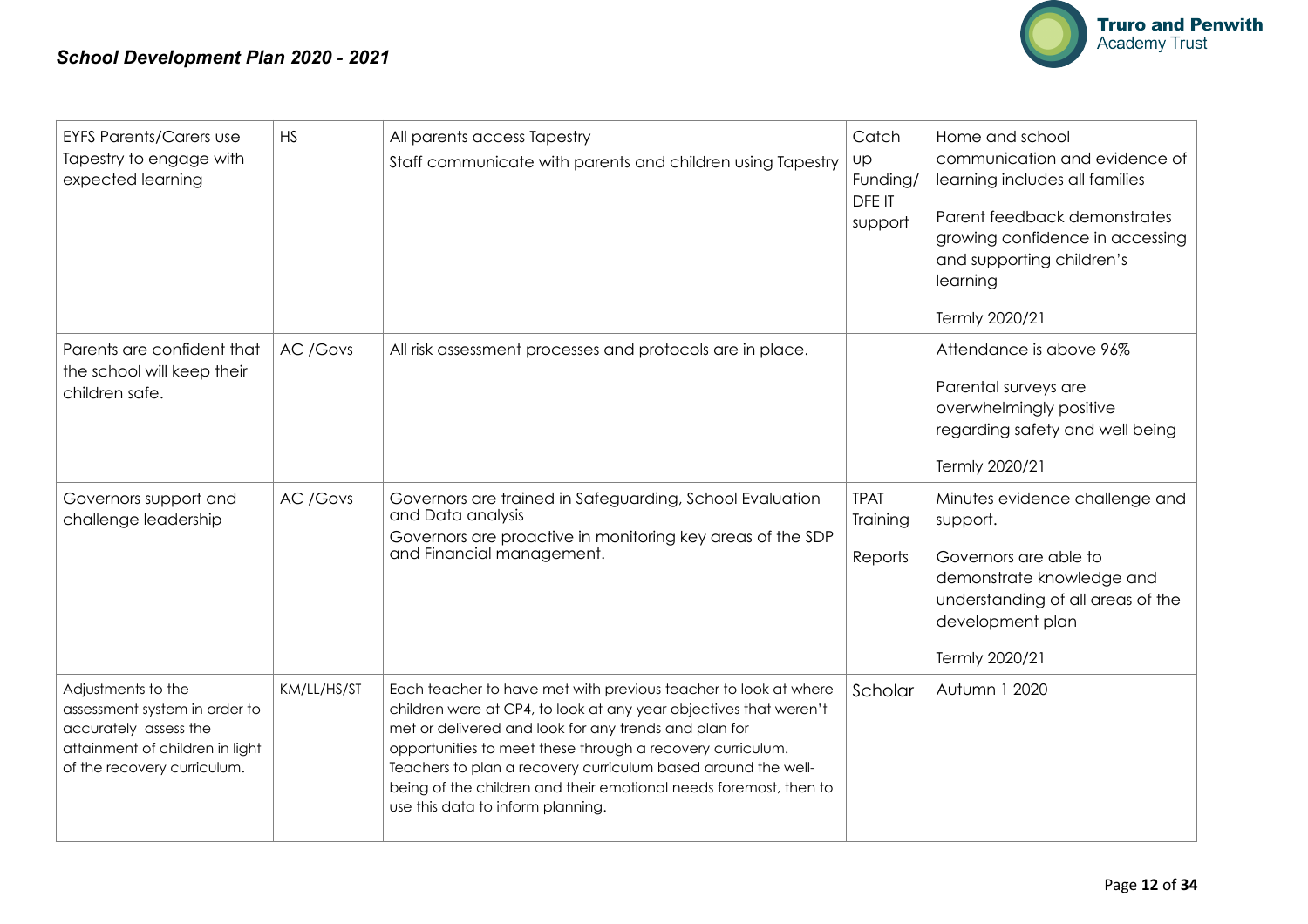| EYFS Parents/Carers use Tapestry to engage with expected learning | HS | All parents access Tapestry<br>Staff communicate with parents and children using Tapestry | Catch up Funding/ DFE IT support | Home and school communication and evidence of learning includes all families<br>Parent feedback demonstrates growing confidence in accessing and supporting children's learning<br>Termly 2020/21 |
|---|---|---|---|---|
| Parents are confident that the school will keep their children safe. | AC /Govs | All risk assessment processes and protocols are in place. | | Attendance is above 96%<br>Parental surveys are overwhelmingly positive regarding safety and well being<br>Termly 2020/21 |
| Governors support and challenge leadership | AC /Govs | Governors are trained in Safeguarding, School Evaluation and Data analysis<br>Governors are proactive in monitoring key areas of the SDP and Financial management. | TPAT Training<br>Reports | Minutes evidence challenge and support.<br>Governors are able to demonstrate knowledge and understanding of all areas of the development plan<br>Termly 2020/21 |
| Adjustments to the assessment system in order to accurately assess the attainment of children in light of the recovery curriculum. | KM/LL/HS/ST | Each teacher to have met with previous teacher to look at where children were at CP4, to look at any year objectives that weren't met or delivered and look for any trends and plan for opportunities to meet these through a recovery curriculum. Teachers to plan a recovery curriculum based around the well-being of the children and their emotional needs foremost, then to use this data to inform planning. | Scholar | Autumn 1 2020 |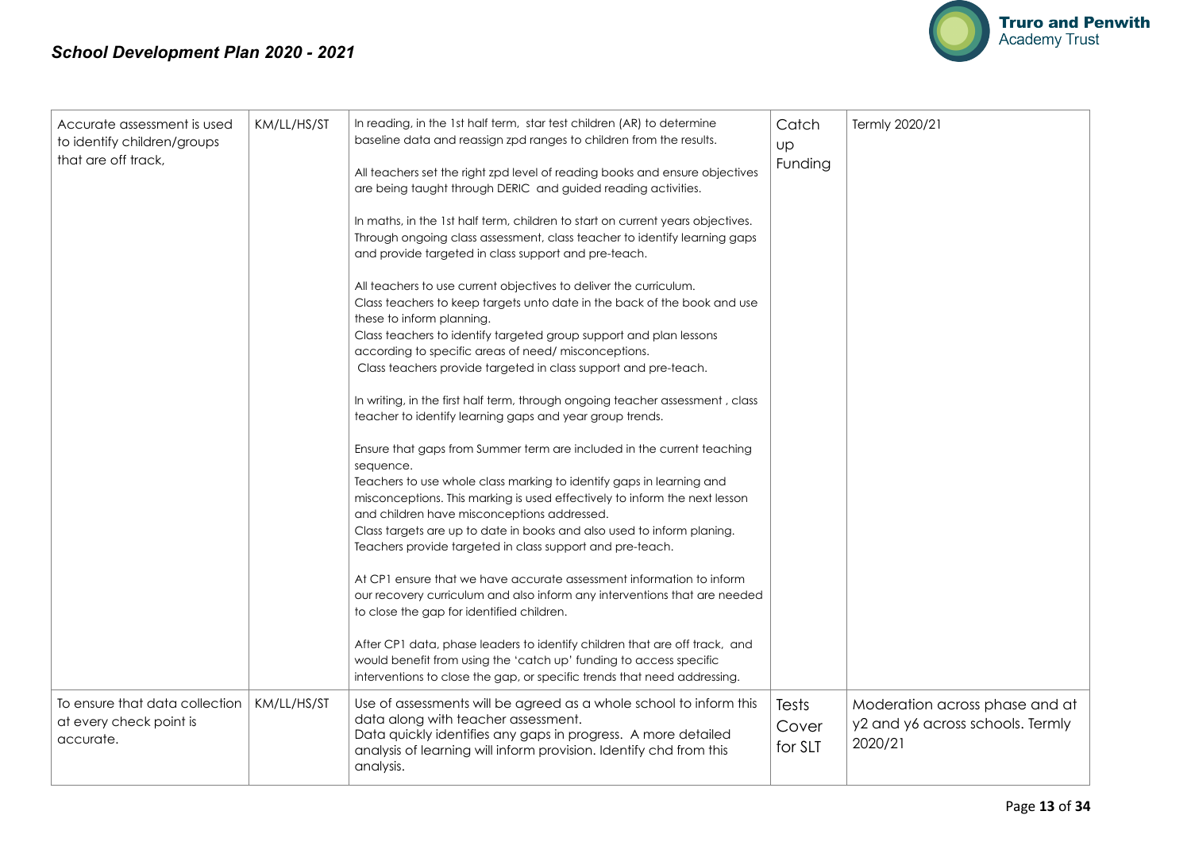| Accurate assessment is used to identify children/groups that are off track, | KM/LL/HS/ST | In reading, in the 1st half term, star test children (AR) to determine baseline data and reassign zpd ranges to children from the results.<br><br>All teachers set the right zpd level of reading books and ensure objectives are being taught through DERIC and guided reading activities.<br><br>In maths, in the 1st half term, children to start on current years objectives. Through ongoing class assessment, class teacher to identify learning gaps and provide targeted in class support and pre-teach.<br><br>All teachers to use current objectives to deliver the curriculum.<br>Class teachers to keep targets unto date in the back of the book and use these to inform planning.<br>Class teachers to identify targeted group support and plan lessons according to specific areas of need/ misconceptions.<br>Class teachers provide targeted in class support and pre-teach.<br><br>In writing, in the first half term, through ongoing teacher assessment , class teacher to identify learning gaps and year group trends.<br><br>Ensure that gaps from Summer term are included in the current teaching sequence.<br>Teachers to use whole class marking to identify gaps in learning and misconceptions. This marking is used effectively to inform the next lesson and children have misconceptions addressed.<br>Class targets are up to date in books and also used to inform planing.<br>Teachers provide targeted in class support and pre-teach.<br><br>At CP1 ensure that we have accurate assessment information to inform our recovery curriculum and also inform any interventions that are needed to close the gap for identified children.<br><br>After CP1 data, phase leaders to identify children that are off track, and would benefit from using the 'catch up' funding to access specific interventions to close the gap, or specific trends that need addressing. | Catch up Funding | Termly 2020/21 |
|---|---|---|---|---|
| To ensure that data collection at every check point is accurate. | KM/LL/HS/ST | Use of assessments will be agreed as a whole school to inform this data along with teacher assessment.<br>Data quickly identifies any gaps in progress. A more detailed analysis of learning will inform provision. Identify chd from this analysis. | Tests Cover for SLT | Moderation across phase and at y2 and y6 across schools. Termly 2020/21 |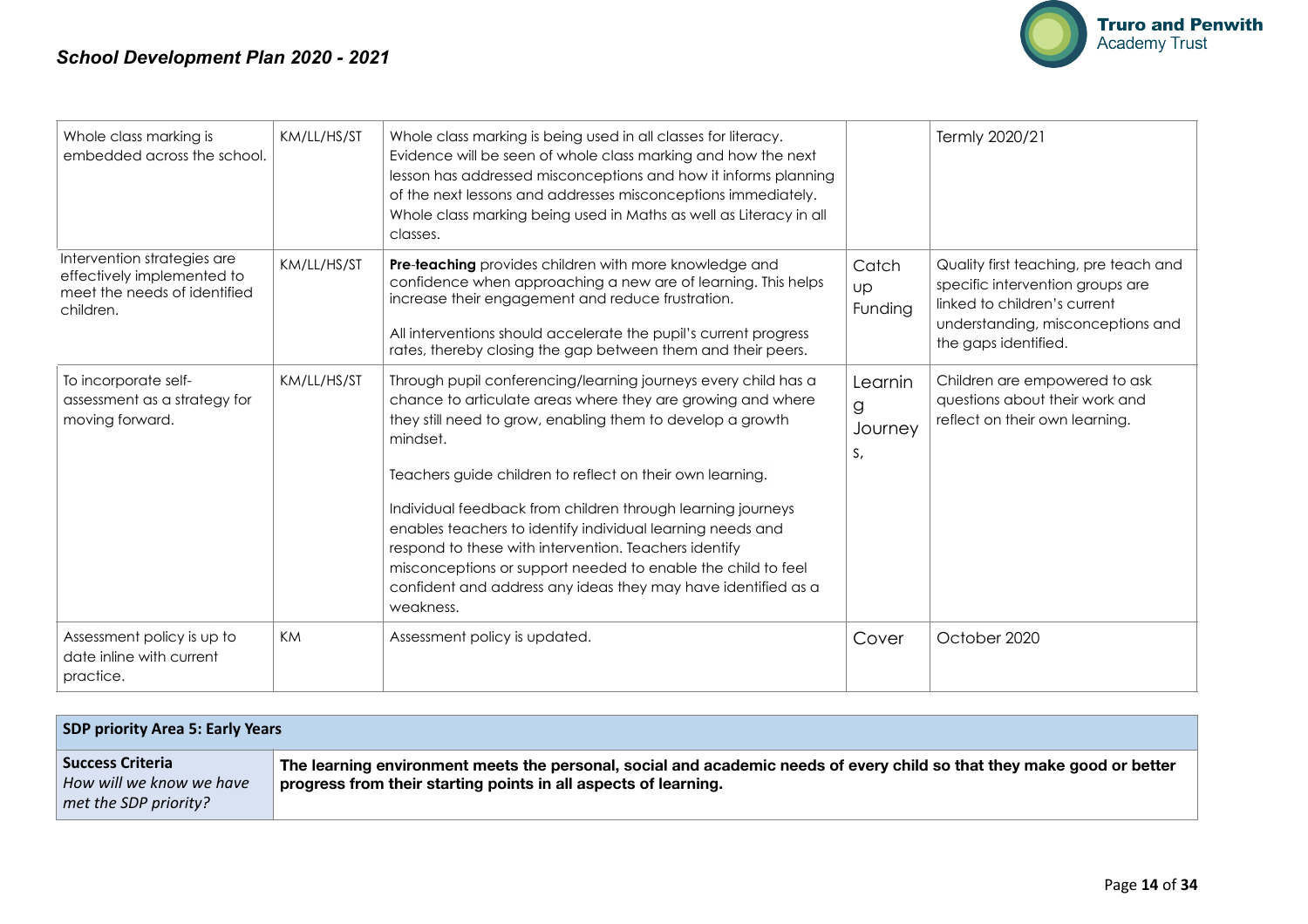| | | | | |
|---|---|---|---|---|
| Whole class marking is embedded across the school. | KM/LL/HS/ST | Whole class marking is being used in all classes for literacy. Evidence will be seen of whole class marking and how the next lesson has addressed misconceptions and how it informs planning of the next lessons and addresses misconceptions immediately. Whole class marking being used in Maths as well as Literacy in all classes. | | Termly 2020/21 |
| Intervention strategies are effectively implemented to meet the needs of identified children. | KM/LL/HS/ST | **Pre-teaching** provides children with more knowledge and confidence when approaching a new are of learning. This helps increase their engagement and reduce frustration.<br><br>All interventions should accelerate the pupil's current progress rates, thereby closing the gap between them and their peers. | Catch up Funding | Quality first teaching, pre teach and specific intervention groups are linked to children's current understanding, misconceptions and the gaps identified. |
| To incorporate self-assessment as a strategy for moving forward. | KM/LL/HS/ST | Through pupil conferencing/learning journeys every child has a chance to articulate areas where they are growing and where they still need to grow, enabling them to develop a growth mindset.<br><br>Teachers guide children to reflect on their own learning.<br><br>Individual feedback from children through learning journeys enables teachers to identify individual learning needs and respond to these with intervention. Teachers identify misconceptions or support needed to enable the child to feel confident and address any ideas they may have identified as a weakness. | Learning Journeys, | Children are empowered to ask questions about their work and reflect on their own learning. |
| Assessment policy is up to date inline with current practice. | KM | Assessment policy is updated. | Cover | October 2020 |

| **SDP priority Area 5: Early Years** | |
|---|---|
| **Success Criteria**<br>*How will we know we have met the SDP priority?* | **The learning environment meets the personal, social and academic needs of every child so that they make good or better progress from their starting points in all aspects of learning.** |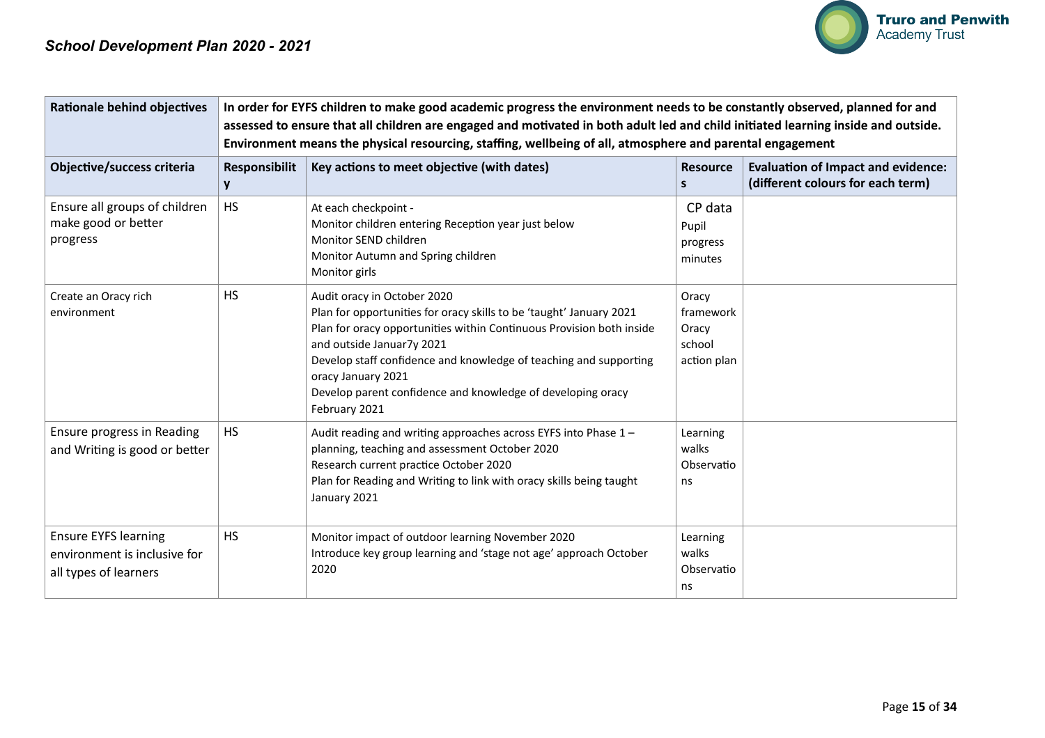*School Development Plan 2020 - 2021*

| Rationale behind objectives | In order for EYFS children to make good academic progress the environment needs to be constantly observed, planned for and assessed to ensure that all children are engaged and motivated in both adult led and child initiated learning inside and outside. Environment means the physical resourcing, staffing, wellbeing of all, atmosphere and parental engagement | | | |
|---|---|---|---|---|
| **Objective/success criteria** | **Responsibility** | **Key actions to meet objective (with dates)** | **Resources** | **Evaluation of Impact and evidence: (different colours for each term)** |
| Ensure all groups of children make good or better progress | HS | At each checkpoint -<br>Monitor children entering Reception year just below<br>Monitor SEND children<br>Monitor Autumn and Spring children<br>Monitor girls | CP data<br>Pupil progress minutes | |
| Create an Oracy rich environment | HS | Audit oracy in October 2020<br>Plan for opportunities for oracy skills to be 'taught' January 2021<br>Plan for oracy opportunities within Continuous Provision both inside and outside Januar7y 2021<br>Develop staff confidence and knowledge of teaching and supporting oracy January 2021<br>Develop parent confidence and knowledge of developing oracy February 2021 | Oracy framework<br>Oracy school action plan | |
| Ensure progress in Reading and Writing is good or better | HS | Audit reading and writing approaches across EYFS into Phase 1 – planning, teaching and assessment October 2020<br>Research current practice October 2020<br>Plan for Reading and Writing to link with oracy skills being taught January 2021 | Learning walks<br>Observations | |
| Ensure EYFS learning environment is inclusive for all types of learners | HS | Monitor impact of outdoor learning November 2020<br>Introduce key group learning and 'stage not age' approach October 2020 | Learning walks<br>Observations | |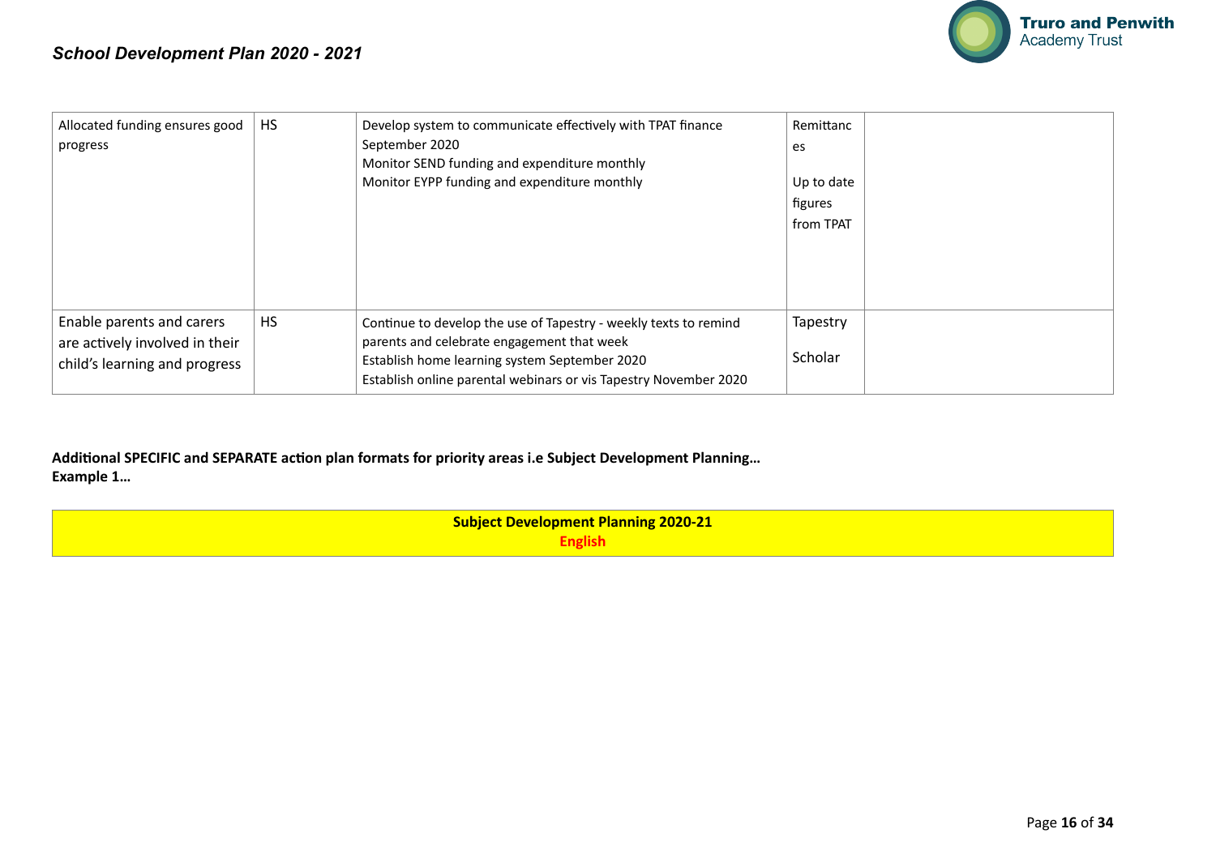| | | | | |
|---|---|---|---|---|
| Allocated funding ensures good progress | HS | Develop system to communicate effectively with TPAT finance September 2020<br>Monitor SEND funding and expenditure monthly<br>Monitor EYPP funding and expenditure monthly | Remittances<br><br>Up to date figures from TPAT | |
| Enable parents and carers are actively involved in their child's learning and progress | HS | Continue to develop the use of Tapestry - weekly texts to remind parents and celebrate engagement that week<br>Establish home learning system September 2020<br>Establish online parental webinars or vis Tapestry November 2020 | Tapestry<br><br>Scholar | |

**Additional SPECIFIC and SEPARATE action plan formats for priority areas i.e Subject Development Planning…**
**Example 1…**

| **Subject Development Planning 2020-21**<br>**English** |
|---|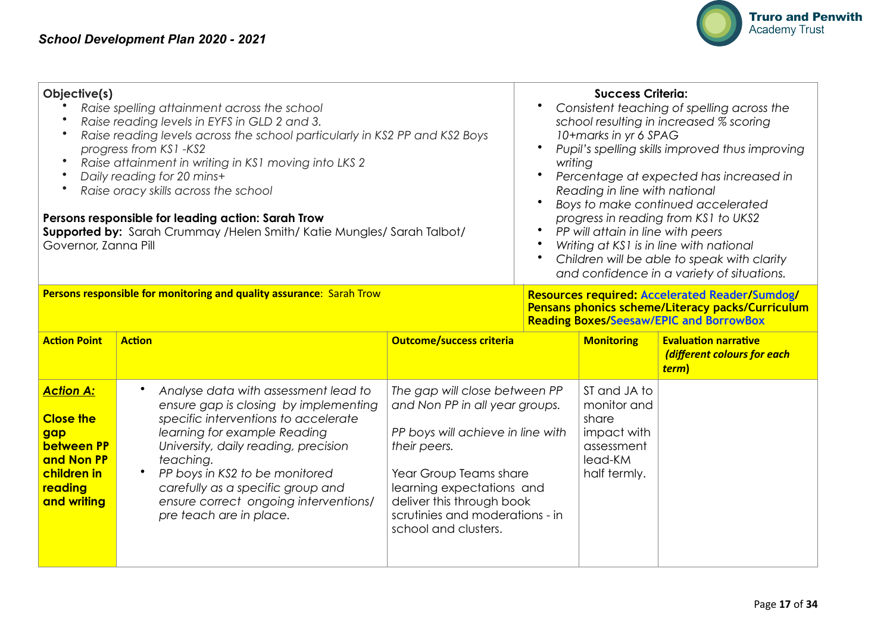## School Development Plan 2020 - 2021

**Objective(s)**

- *Raise spelling attainment across the school*
- *Raise reading levels in EYFS in GLD 2 and 3.*
- *Raise reading levels across the school particularly in KS2 PP and KS2 Boys progress from KS1 -KS2*
- *Raise attainment in writing in KS1 moving into LKS 2*
- *Daily reading for 20 mins+*
- *Raise oracy skills across the school*

**Persons responsible for leading action: Sarah Trow**
**Supported by:** Sarah Crummay /Helen Smith/ Katie Mungles/ Sarah Talbot/ Governor, Zanna Pill

**Success Criteria:**

- *Consistent teaching of spelling across the school resulting in increased % scoring 10+marks in yr 6 SPAG*
- *Pupil's spelling skills improved thus improving writing*
- *Percentage at expected has increased in Reading in line with national*
- *Boys to make continued accelerated progress in reading from KS1 to UKS2*
- *PP will attain in line with peers*
- *Writing at KS1 is in line with national*
- *Children will be able to speak with clarity and confidence in a variety of situations.*

**Persons responsible for monitoring and quality assurance**: Sarah Trow

**Resources required: Accelerated Reader/Sumdog/ Pensans phonics scheme/Literacy packs/Curriculum Reading Boxes/Seesaw/EPIC and BorrowBox**

| Action Point | Action | Outcome/success criteria | Monitoring | Evaluation narrative *(different colours for each term)* |
|---|---|---|---|---|
| ***Action A:*** **Close the gap between PP and Non PP children in reading and writing** | • *Analyse data with assessment lead to ensure gap is closing by implementing specific interventions to accelerate learning for example Reading University, daily reading, precision teaching.* <br> • *PP boys in KS2 to be monitored carefully as a specific group and ensure correct ongoing interventions/ pre teach are in place.* | *The gap will close between PP and Non PP in all year groups.* <br><br> *PP boys will achieve in line with their peers.* <br><br> Year Group Teams share learning expectations and deliver this through book scrutinies and moderations - in school and clusters. | ST and JA to monitor and share impact with assessment lead-KM half termly. | |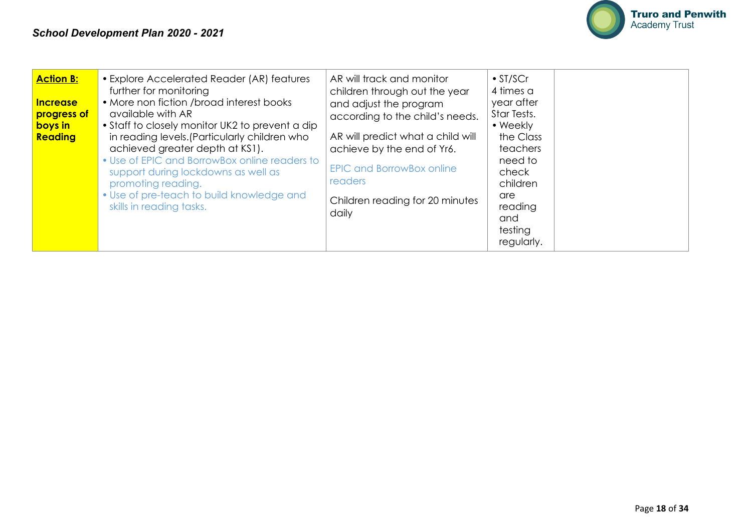| **Action B:** **Increase progress of boys in Reading** | • Explore Accelerated Reader (AR) features further for monitoring<br>• More non fiction /broad interest books available with AR<br>• Staff to closely monitor UK2 to prevent a dip in reading levels.(Particularly children who achieved greater depth at KS1).<br>• Use of EPIC and BorrowBox online readers to support during lockdowns as well as promoting reading.<br>• Use of pre-teach to build knowledge and skills in reading tasks. | AR will track and monitor children through out the year and adjust the program according to the child's needs.<br>AR will predict what a child will achieve by the end of Yr6.<br>EPIC and BorrowBox online readers<br>Children reading for 20 minutes daily | • ST/SCr 4 times a year after Star Tests.<br>• Weekly the Class teachers need to check children are reading and testing regularly. | |
|---|---|---|---|---|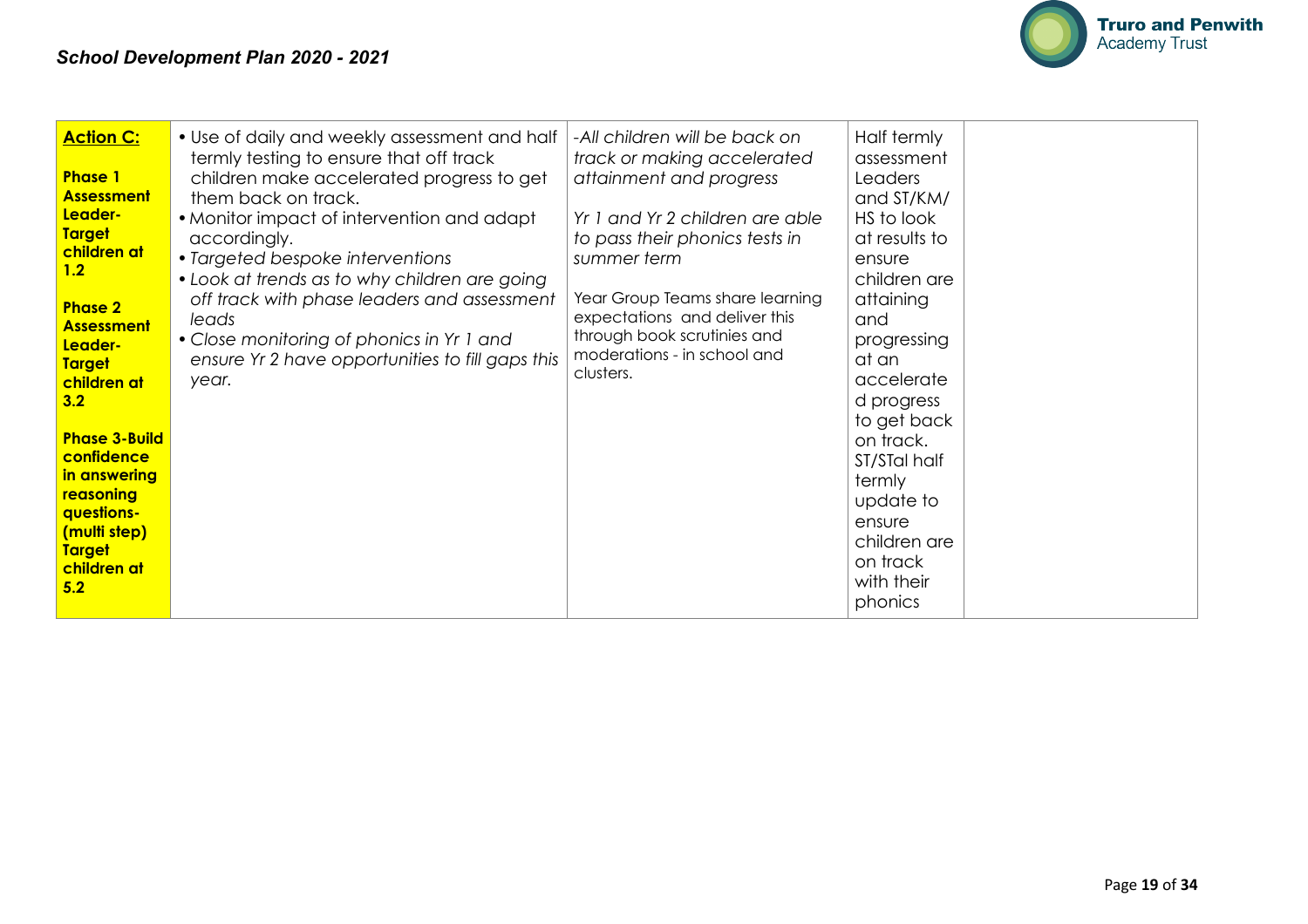| **Action C:**<br><br>**Phase 1 Assessment Leader- Target children at 1.2**<br><br>**Phase 2 Assessment Leader- Target children at 3.2**<br><br>**Phase 3-Build confidence in answering reasoning questions- (multi step) Target children at 5.2** | • Use of daily and weekly assessment and half termly testing to ensure that off track children make accelerated progress to get them back on track.<br>• Monitor impact of intervention and adapt accordingly.<br>• *Targeted bespoke interventions*<br>• *Look at trends as to why children are going off track with phase leaders and assessment leads*<br>• *Close monitoring of phonics in Yr 1 and ensure Yr 2 have opportunities to fill gaps this year.* | *-All children will be back on track or making accelerated attainment and progress*<br><br>*Yr 1 and Yr 2 children are able to pass their phonics tests in summer term*<br><br>Year Group Teams share learning expectations and deliver this through book scrutinies and moderations - in school and clusters. | Half termly assessment Leaders and ST/KM/ HS to look at results to ensure children are attaining and progressing at an accelerated progress to get back on track. ST/STal half termly update to ensure children are on track with their phonics | |
|---|---|---|---|---|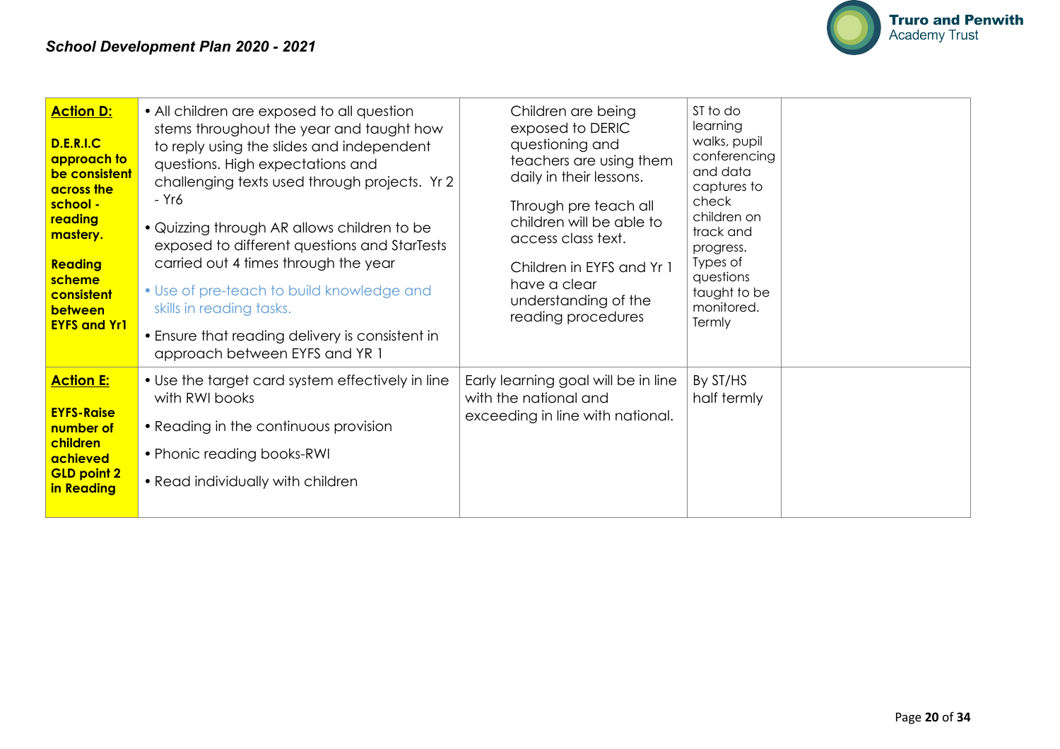| **Action D:**<br><br>**D.E.R.I.C approach to be consistent across the school - reading mastery.**<br><br>**Reading scheme consistent between EYFS and Yr1** | • All children are exposed to all question stems throughout the year and taught how to reply using the slides and independent questions. High expectations and challenging texts used through projects. Yr 2 - Yr6<br>• Quizzing through AR allows children to be exposed to different questions and StarTests carried out 4 times through the year<br>• Use of pre-teach to build knowledge and skills in reading tasks.<br>• Ensure that reading delivery is consistent in approach between EYFS and YR 1 | Children are being exposed to DERIC questioning and teachers are using them daily in their lessons.<br><br>Through pre teach all children will be able to access class text.<br><br>Children in EYFS and Yr 1 have a clear understanding of the reading procedures | ST to do learning walks, pupil conferencing and data captures to check children on track and progress. Types of questions taught to be monitored. Termly | |
|---|---|---|---|---|
| **Action E:**<br><br>**EYFS-Raise number of children achieved GLD point 2 in Reading** | • Use the target card system effectively in line with RWI books<br>• Reading in the continuous provision<br>• Phonic reading books-RWI<br>• Read individually with children | Early learning goal will be in line with the national and exceeding in line with national. | By ST/HS half termly | |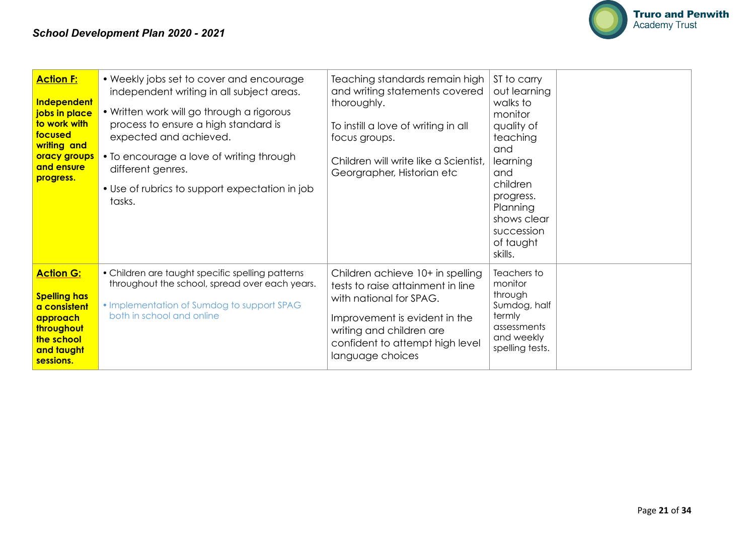| Action F: **Independent jobs in place to work with focused writing and oracy groups and ensure progress.** | • Weekly jobs set to cover and encourage independent writing in all subject areas.<br>• Written work will go through a rigorous process to ensure a high standard is expected and achieved.<br>• To encourage a love of writing through different genres.<br>• Use of rubrics to support expectation in job tasks. | Teaching standards remain high and writing statements covered thoroughly.<br><br>To instill a love of writing in all focus groups.<br><br>Children will write like a Scientist, Georgrapher, Historian etc | ST to carry out learning walks to monitor quality of teaching and learning and children progress. Planning shows clear succession of taught skills. | |
|---|---|---|---|---|
| Action G: **Spelling has a consistent approach throughout the school and taught sessions.** | • Children are taught specific spelling patterns throughout the school, spread over each years.<br>• Implementation of Sumdog to support SPAG both in school and online | Children achieve 10+ in spelling tests to raise attainment in line with national for SPAG.<br><br>Improvement is evident in the writing and children are confident to attempt high level language choices | Teachers to monitor through Sumdog, half termly assessments and weekly spelling tests. | |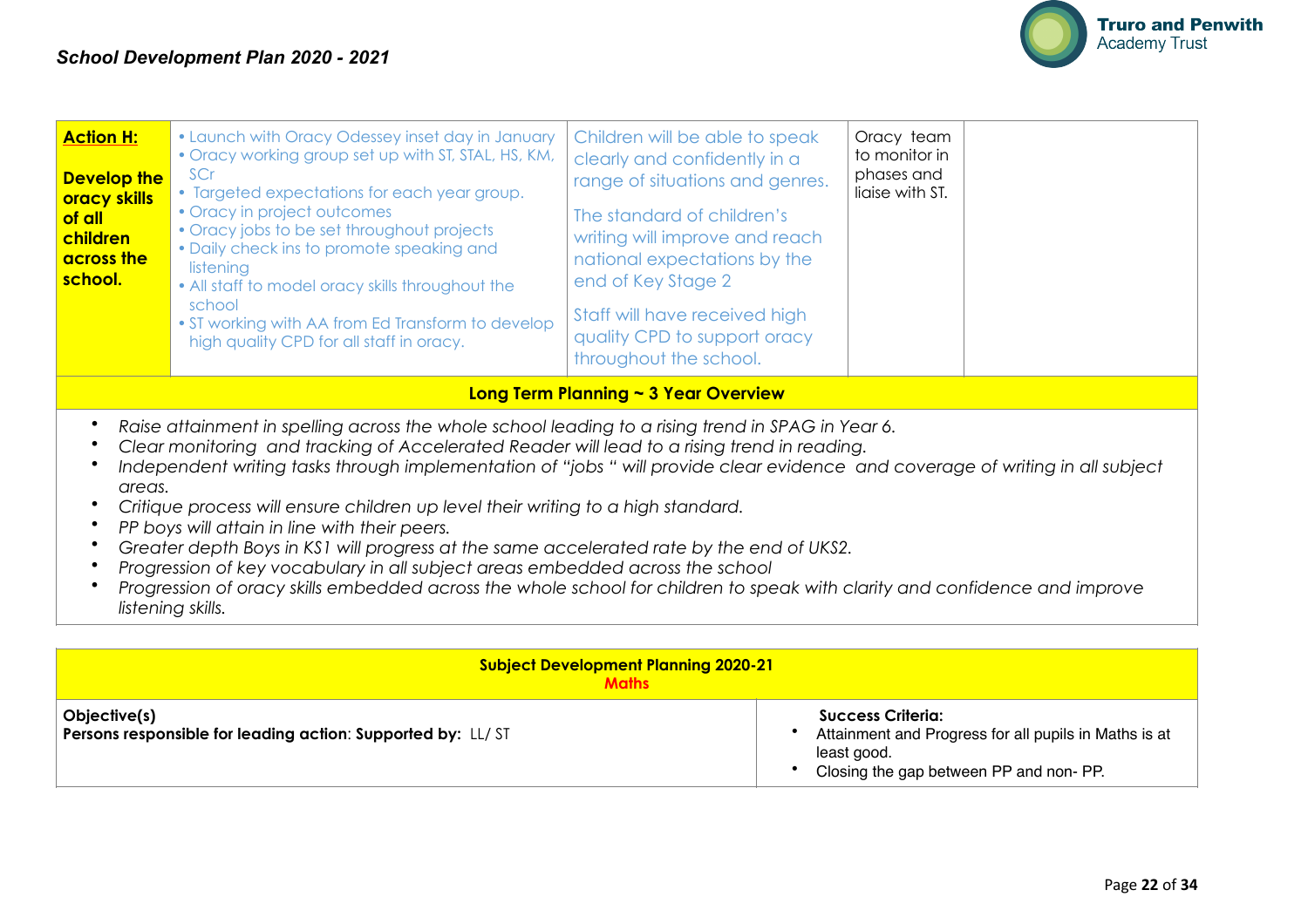| **Action H:** **Develop the oracy skills of all children across the school.** | • Launch with Oracy Odessey inset day in January<br>• Oracy working group set up with ST, STAL, HS, KM, SCr<br>• Targeted expectations for each year group.<br>• Oracy in project outcomes<br>• Oracy jobs to be set throughout projects<br>• Daily check ins to promote speaking and listening<br>• All staff to model oracy skills throughout the school<br>• ST working with AA from Ed Transform to develop high quality CPD for all staff in oracy. | Children will be able to speak clearly and confidently in a range of situations and genres.<br><br>The standard of children's writing will improve and reach national expectations by the end of Key Stage 2<br><br>Staff will have received high quality CPD to support oracy throughout the school. | Oracy team to monitor in phases and liaise with ST. | |
|---|---|---|---|---|

**Long Term Planning ~ 3 Year Overview**

- *Raise attainment in spelling across the whole school leading to a rising trend in SPAG in Year 6.*
- *Clear monitoring and tracking of Accelerated Reader will lead to a rising trend in reading.*
- *Independent writing tasks through implementation of "jobs " will provide clear evidence and coverage of writing in all subject areas.*
- *Critique process will ensure children up level their writing to a high standard.*
- *PP boys will attain in line with their peers.*
- *Greater depth Boys in KS1 will progress at the same accelerated rate by the end of UKS2.*
- *Progression of key vocabulary in all subject areas embedded across the school*
- *Progression of oracy skills embedded across the whole school for children to speak with clarity and confidence and improve listening skills.*

**Subject Development Planning 2020-21**
**Maths**

| **Objective(s)**<br>**Persons responsible for leading action**: **Supported by:** LL/ ST | **Success Criteria:**<br>• Attainment and Progress for all pupils in Maths is at least good.<br>• Closing the gap between PP and non- PP. |
|---|---|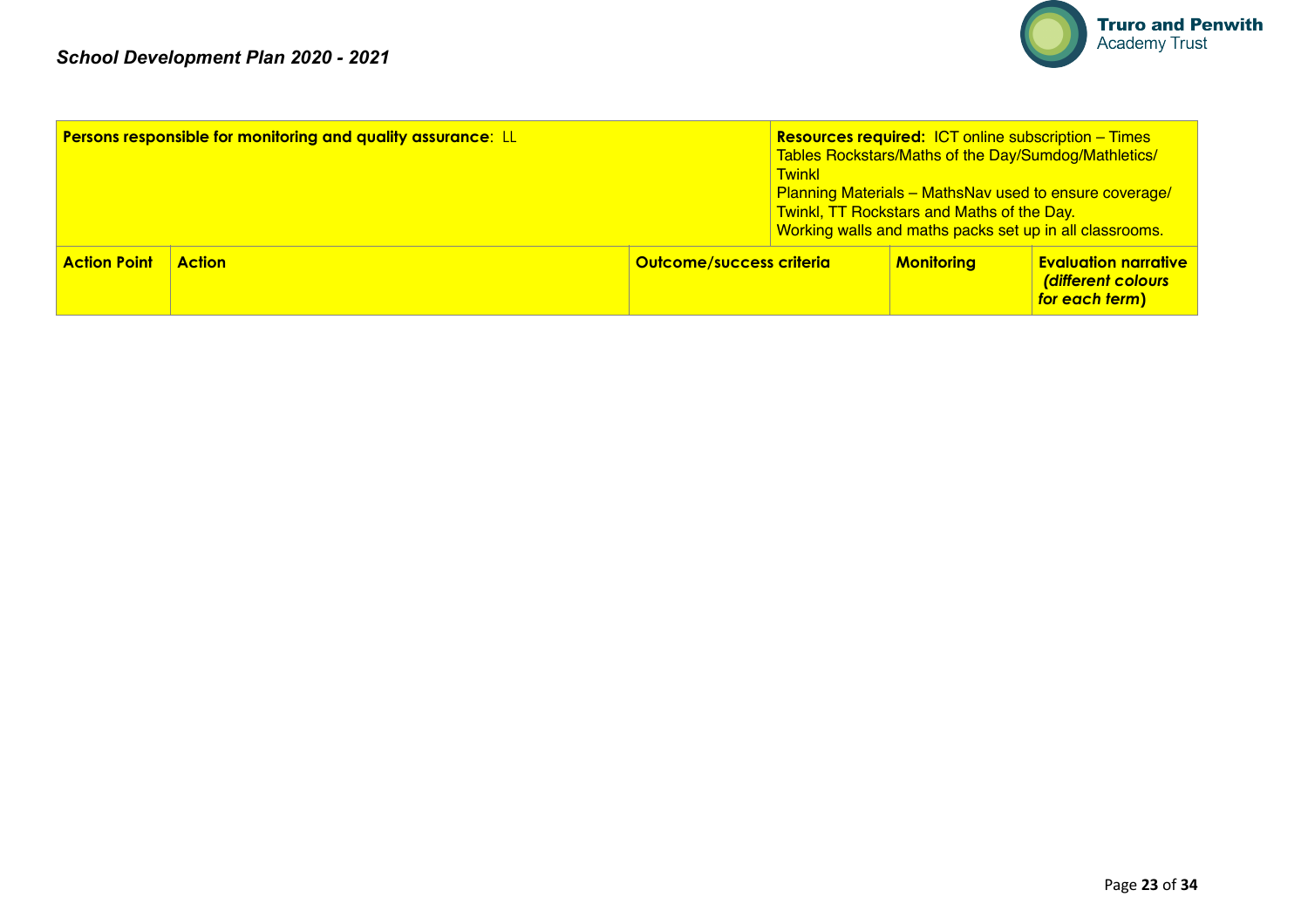| **Persons responsible for monitoring and quality assurance**: LL | | | **Resources required:** ICT online subscription – Times Tables Rockstars/Maths of the Day/Sumdog/Mathletics/ Twinkl<br>Planning Materials – MathsNav used to ensure coverage/ Twinkl, TT Rockstars and Maths of the Day.<br>Working walls and maths packs set up in all classrooms. | |
|---|---|---|---|---|
| **Action Point** | **Action** | **Outcome/success criteria** | **Monitoring** | **Evaluation narrative *(different colours for each term)*** |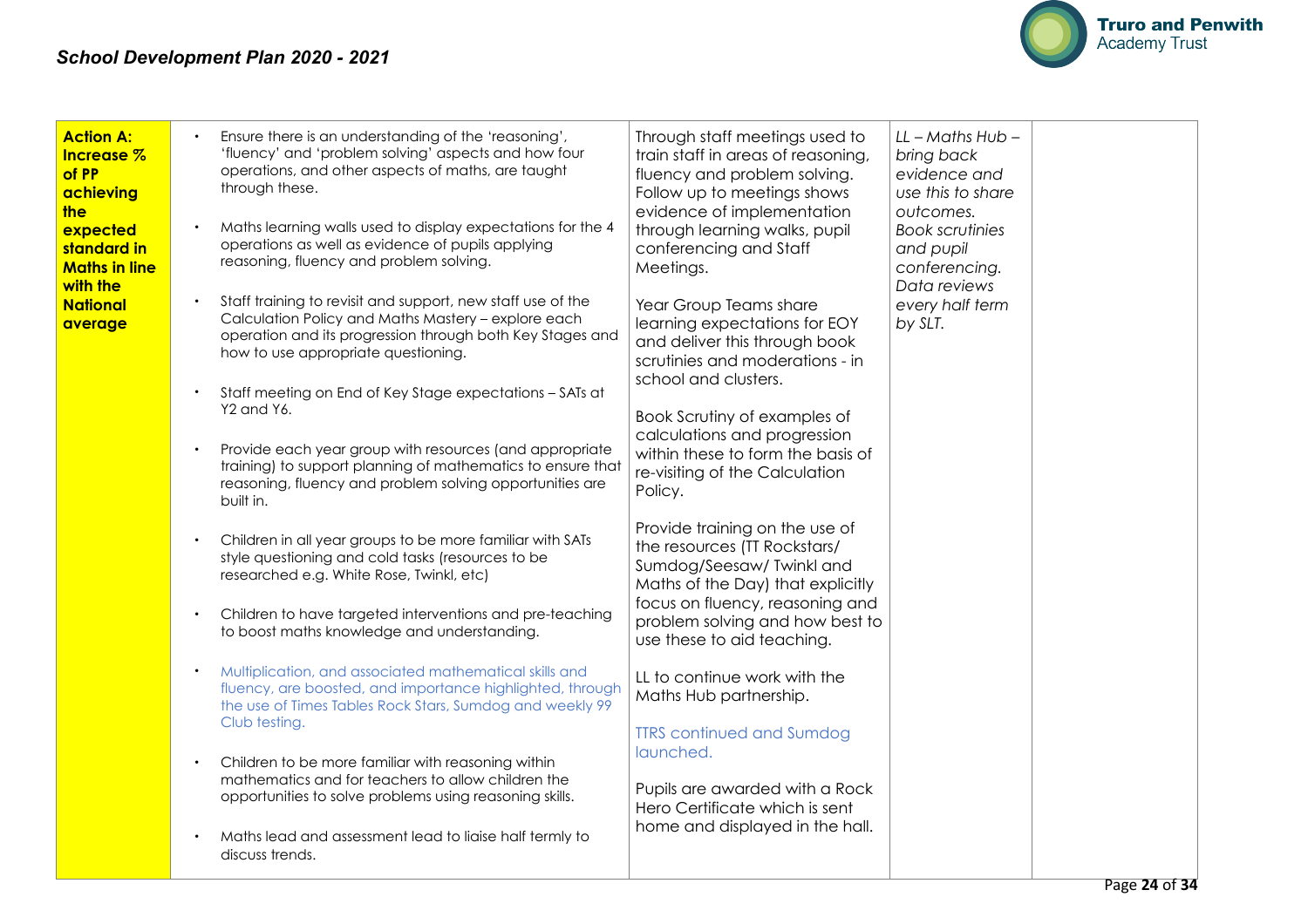## School Development Plan 2020 - 2021

| **Action A: Increase % of PP achieving the expected standard in Maths in line with the National average** | • Ensure there is an understanding of the 'reasoning', 'fluency' and 'problem solving' aspects and how four operations, and other aspects of maths, are taught through these.<br><br>• Maths learning walls used to display expectations for the 4 operations as well as evidence of pupils applying reasoning, fluency and problem solving.<br><br>• Staff training to revisit and support, new staff use of the Calculation Policy and Maths Mastery – explore each operation and its progression through both Key Stages and how to use appropriate questioning.<br><br>• Staff meeting on End of Key Stage expectations – SATs at Y2 and Y6.<br><br>• Provide each year group with resources (and appropriate training) to support planning of mathematics to ensure that reasoning, fluency and problem solving opportunities are built in.<br><br>• Children in all year groups to be more familiar with SATs style questioning and cold tasks (resources to be researched e.g. White Rose, Twinkl, etc)<br><br>• Children to have targeted interventions and pre-teaching to boost maths knowledge and understanding.<br><br>• Multiplication, and associated mathematical skills and fluency, are boosted, and importance highlighted, through the use of Times Tables Rock Stars, Sumdog and weekly 99 Club testing.<br><br>• Children to be more familiar with reasoning within mathematics and for teachers to allow children the opportunities to solve problems using reasoning skills.<br><br>• Maths lead and assessment lead to liaise half termly to discuss trends. | Through staff meetings used to train staff in areas of reasoning, fluency and problem solving. Follow up to meetings shows evidence of implementation through learning walks, pupil conferencing and Staff Meetings.<br><br>Year Group Teams share learning expectations for EOY and deliver this through book scrutinies and moderations - in school and clusters.<br><br>Book Scrutiny of examples of calculations and progression within these to form the basis of re-visiting of the Calculation Policy.<br><br>Provide training on the use of the resources (TT Rockstars/ Sumdog/Seesaw/ Twinkl and Maths of the Day) that explicitly focus on fluency, reasoning and problem solving and how best to use these to aid teaching.<br><br>LL to continue work with the Maths Hub partnership.<br><br>TTRS continued and Sumdog launched.<br><br>Pupils are awarded with a Rock Hero Certificate which is sent home and displayed in the hall. | *LL – Maths Hub – bring back evidence and use this to share outcomes.*<br>*Book scrutinies and pupil conferencing.*<br>*Data reviews every half term by SLT.* | |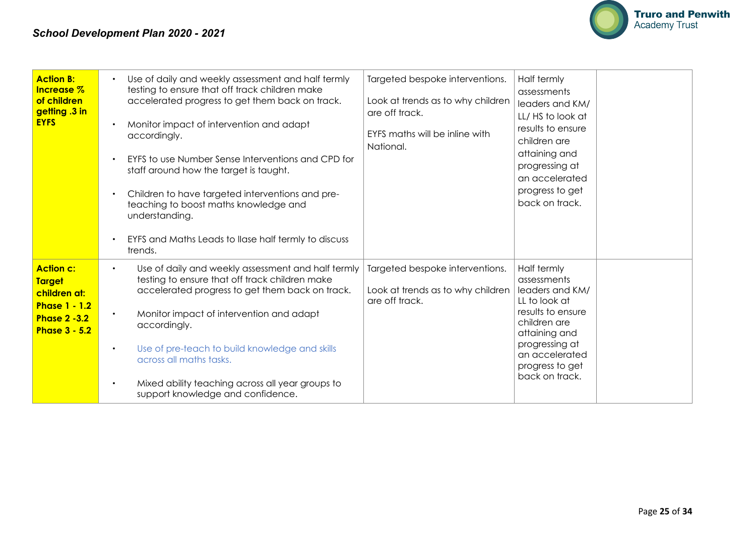| **Action B: Increase % of children getting .3 in EYFS** | • Use of daily and weekly assessment and half termly testing to ensure that off track children make accelerated progress to get them back on track.<br><br>• Monitor impact of intervention and adapt accordingly.<br><br>• EYFS to use Number Sense Interventions and CPD for staff around how the target is taught.<br><br>• Children to have targeted interventions and pre-teaching to boost maths knowledge and understanding.<br><br>• EYFS and Maths Leads to llase half termly to discuss trends. | Targeted bespoke interventions.<br><br>Look at trends as to why children are off track.<br><br>EYFS maths will be inline with National. | Half termly assessments leaders and KM/ LL/ HS to look at results to ensure children are attaining and progressing at an accelerated progress to get back on track. | |
|---|---|---|---|---|
| **Action c: Target children at:**<br>**Phase 1 - 1.2**<br>**Phase 2 -3.2**<br>**Phase 3 - 5.2** | • Use of daily and weekly assessment and half termly testing to ensure that off track children make accelerated progress to get them back on track.<br><br>• Monitor impact of intervention and adapt accordingly.<br><br>• Use of pre-teach to build knowledge and skills across all maths tasks.<br><br>• Mixed ability teaching across all year groups to support knowledge and confidence. | Targeted bespoke interventions.<br><br>Look at trends as to why children are off track. | Half termly assessments leaders and KM/ LL to look at results to ensure children are attaining and progressing at an accelerated progress to get back on track. | |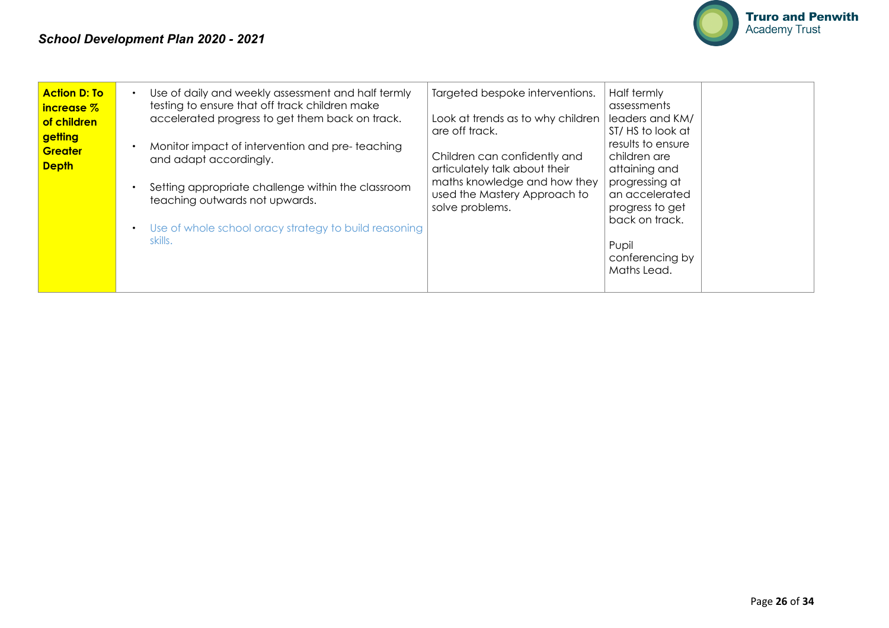| **Action D: To increase % of children getting Greater Depth** | • Use of daily and weekly assessment and half termly testing to ensure that off track children make accelerated progress to get them back on track.<br><br>• Monitor impact of intervention and pre- teaching and adapt accordingly.<br><br>• Setting appropriate challenge within the classroom teaching outwards not upwards.<br><br>• Use of whole school oracy strategy to build reasoning skills. | Targeted bespoke interventions.<br><br>Look at trends as to why children are off track.<br><br>Children can confidently and articulately talk about their maths knowledge and how they used the Mastery Approach to solve problems. | Half termly assessments leaders and KM/ ST/ HS to look at results to ensure children are attaining and progressing at an accelerated progress to get back on track.<br><br>Pupil conferencing by Maths Lead. | |
|---|---|---|---|---|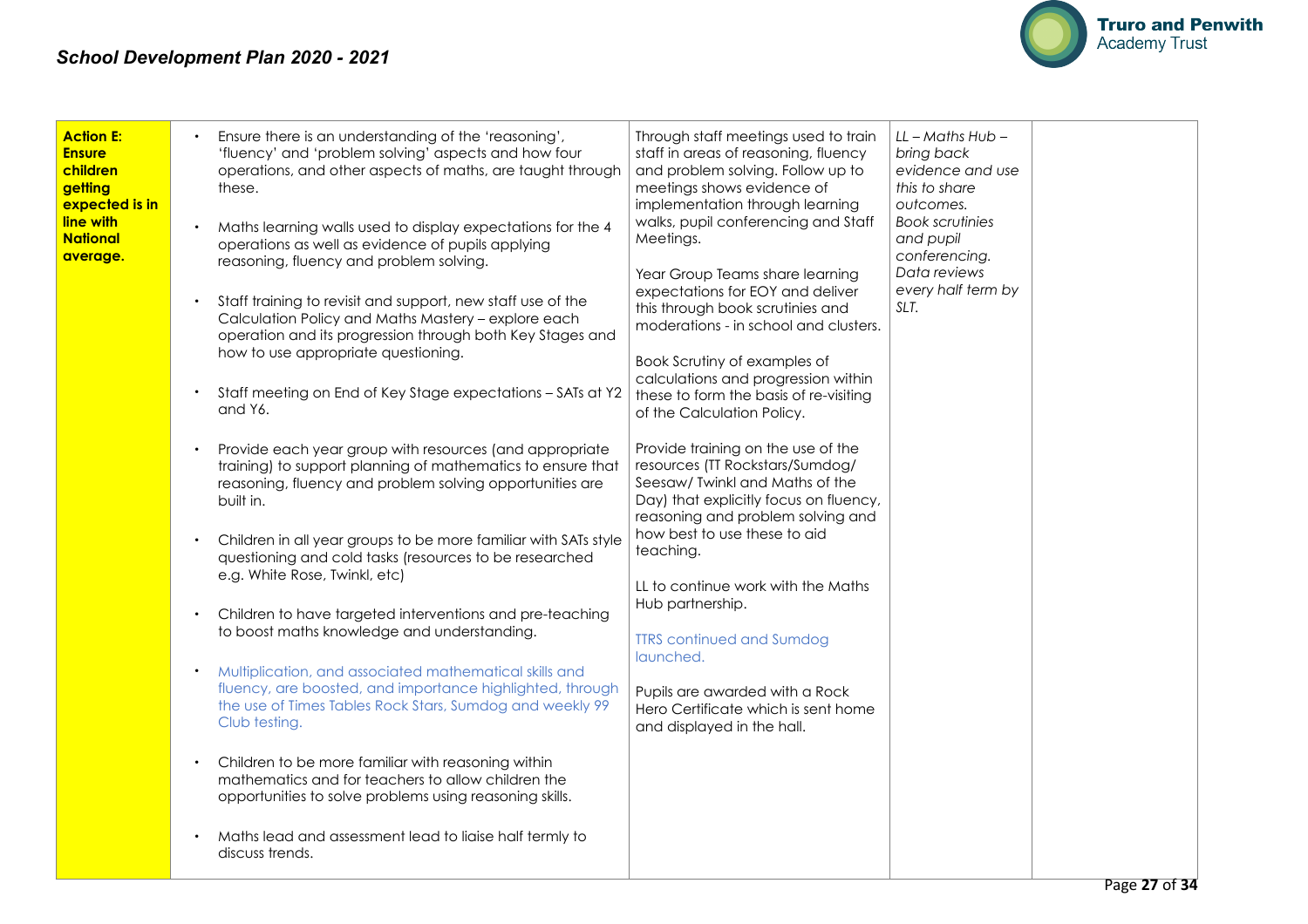| **Action E: Ensure children getting expected is in line with National average.** | <ul><li>Ensure there is an understanding of the 'reasoning', 'fluency' and 'problem solving' aspects and how four operations, and other aspects of maths, are taught through these.</li><li>Maths learning walls used to display expectations for the 4 operations as well as evidence of pupils applying reasoning, fluency and problem solving.</li><li>Staff training to revisit and support, new staff use of the Calculation Policy and Maths Mastery – explore each operation and its progression through both Key Stages and how to use appropriate questioning.</li><li>Staff meeting on End of Key Stage expectations – SATs at Y2 and Y6.</li><li>Provide each year group with resources (and appropriate training) to support planning of mathematics to ensure that reasoning, fluency and problem solving opportunities are built in.</li><li>Children in all year groups to be more familiar with SATs style questioning and cold tasks (resources to be researched e.g. White Rose, Twinkl, etc)</li><li>Children to have targeted interventions and pre-teaching to boost maths knowledge and understanding.</li><li>Multiplication, and associated mathematical skills and fluency, are boosted, and importance highlighted, through the use of Times Tables Rock Stars, Sumdog and weekly 99 Club testing.</li><li>Children to be more familiar with reasoning within mathematics and for teachers to allow children the opportunities to solve problems using reasoning skills.</li><li>Maths lead and assessment lead to liaise half termly to discuss trends.</li></ul> | Through staff meetings used to train staff in areas of reasoning, fluency and problem solving. Follow up to meetings shows evidence of implementation through learning walks, pupil conferencing and Staff Meetings.<br><br>Year Group Teams share learning expectations for EOY and deliver this through book scrutinies and moderations - in school and clusters.<br><br>Book Scrutiny of examples of calculations and progression within these to form the basis of re-visiting of the Calculation Policy.<br><br>Provide training on the use of the resources (TT Rockstars/Sumdog/ Seesaw/ Twinkl and Maths of the Day) that explicitly focus on fluency, reasoning and problem solving and how best to use these to aid teaching.<br><br>LL to continue work with the Maths Hub partnership.<br><br>TTRS continued and Sumdog launched.<br><br>Pupils are awarded with a Rock Hero Certificate which is sent home and displayed in the hall. | *LL – Maths Hub – bring back evidence and use this to share outcomes. Book scrutinies and pupil conferencing. Data reviews every half term by SLT.* | |
|---|---|---|---|---|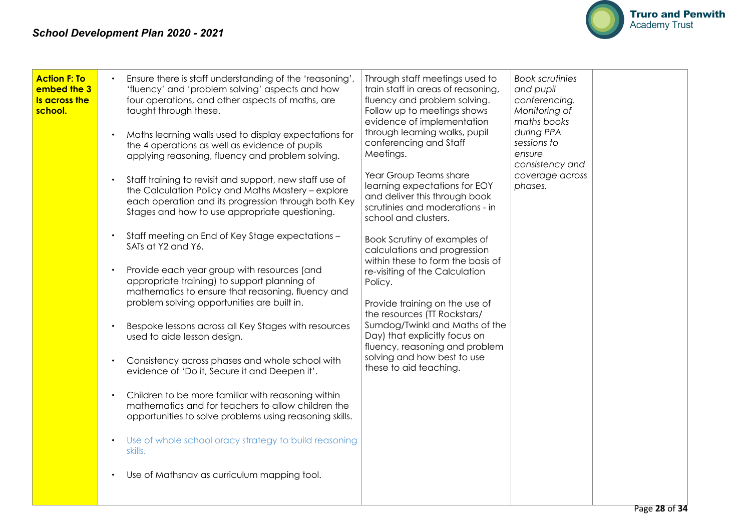| Action F: To embed the 3 Is across the school. | <ul><li>Ensure there is staff understanding of the 'reasoning', 'fluency' and 'problem solving' aspects and how four operations, and other aspects of maths, are taught through these.</li><li>Maths learning walls used to display expectations for the 4 operations as well as evidence of pupils applying reasoning, fluency and problem solving.</li><li>Staff training to revisit and support, new staff use of the Calculation Policy and Maths Mastery – explore each operation and its progression through both Key Stages and how to use appropriate questioning.</li><li>Staff meeting on End of Key Stage expectations – SATs at Y2 and Y6.</li><li>Provide each year group with resources (and appropriate training) to support planning of mathematics to ensure that reasoning, fluency and problem solving opportunities are built in.</li><li>Bespoke lessons across all Key Stages with resources used to aide lesson design.</li><li>Consistency across phases and whole school with evidence of 'Do it, Secure it and Deepen it'.</li><li>Children to be more familiar with reasoning within mathematics and for teachers to allow children the opportunities to solve problems using reasoning skills.</li><li>Use of whole school oracy strategy to build reasoning skills.</li><li>Use of Mathsnav as curriculum mapping tool.</li></ul> | Through staff meetings used to train staff in areas of reasoning, fluency and problem solving. Follow up to meetings shows evidence of implementation through learning walks, pupil conferencing and Staff Meetings.<br><br>Year Group Teams share learning expectations for EOY and deliver this through book scrutinies and moderations - in school and clusters.<br><br>Book Scrutiny of examples of calculations and progression within these to form the basis of re-visiting of the Calculation Policy.<br><br>Provide training on the use of the resources (TT Rockstars/ Sumdog/Twinkl and Maths of the Day) that explicitly focus on fluency, reasoning and problem solving and how best to use these to aid teaching. | *Book scrutinies and pupil conferencing. Monitoring of maths books during PPA sessions to ensure consistency and coverage across phases.* | |
|---|---|---|---|---|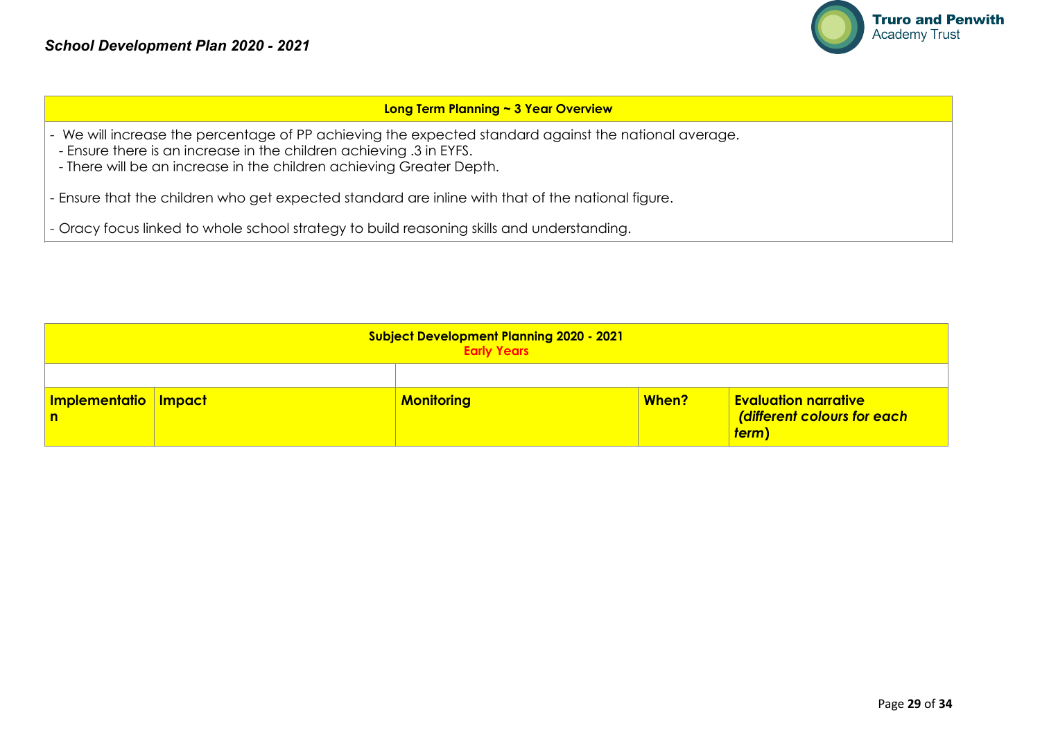*School Development Plan 2020 - 2021*

| **Long Term Planning ~ 3 Year Overview** |
|---|
| - We will increase the percentage of PP achieving the expected standard against the national average.<br>- Ensure there is an increase in the children achieving .3 in EYFS.<br>- There will be an increase in the children achieving Greater Depth.<br><br>- Ensure that the children who get expected standard are inline with that of the national figure.<br><br>- Oracy focus linked to whole school strategy to build reasoning skills and understanding. |

| **Subject Development Planning 2020 - 2021**<br>**Early Years** | | | | |
|---|---|---|---|---|
| | | | | |
| **Implementation** | **Impact** | **Monitoring** | **When?** | **Evaluation narrative** ***(different colours for each term)*** |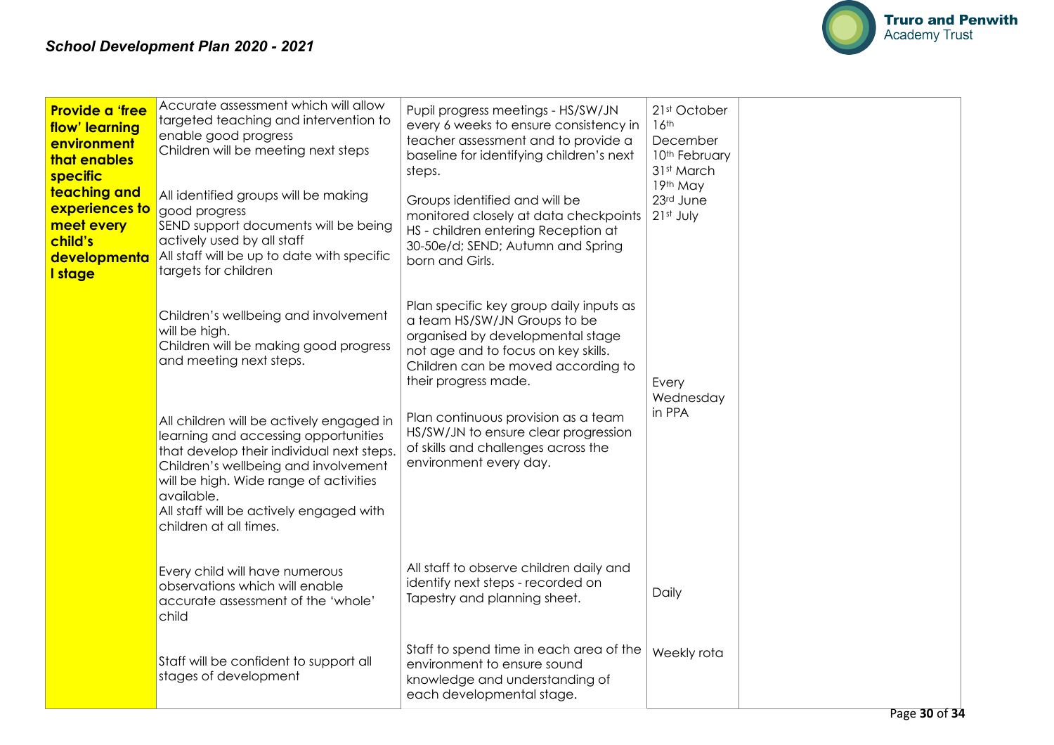*School Development Plan 2020 - 2021*

| | | | | |
|---|---|---|---|---|
| **Provide a 'free flow' learning environment that enables specific teaching and experiences to meet every child's developmental stage** | Accurate assessment which will allow targeted teaching and intervention to enable good progress<br>Children will be meeting next steps<br><br>All identified groups will be making good progress<br>SEND support documents will be being actively used by all staff<br>All staff will be up to date with specific targets for children | Pupil progress meetings - HS/SW/JN every 6 weeks to ensure consistency in teacher assessment and to provide a baseline for identifying children's next steps.<br><br>Groups identified and will be monitored closely at data checkpoints HS - children entering Reception at 30-50e/d; SEND; Autumn and Spring born and Girls. | 21st October<br>16th December<br>10th February<br>31st March<br>19th May<br>23rd June<br>21st July | |
| | Children's wellbeing and involvement will be high.<br>Children will be making good progress and meeting next steps.<br><br>All children will be actively engaged in learning and accessing opportunities that develop their individual next steps.<br>Children's wellbeing and involvement will be high. Wide range of activities available.<br>All staff will be actively engaged with children at all times. | Plan specific key group daily inputs as a team HS/SW/JN Groups to be organised by developmental stage not age and to focus on key skills. Children can be moved according to their progress made.<br><br>Plan continuous provision as a team HS/SW/JN to ensure clear progression of skills and challenges across the environment every day. | Every Wednesday in PPA | |
| | Every child will have numerous observations which will enable accurate assessment of the 'whole' child | All staff to observe children daily and identify next steps - recorded on Tapestry and planning sheet. | Daily | |
| | Staff will be confident to support all stages of development | Staff to spend time in each area of the environment to ensure sound knowledge and understanding of each developmental stage. | Weekly rota | |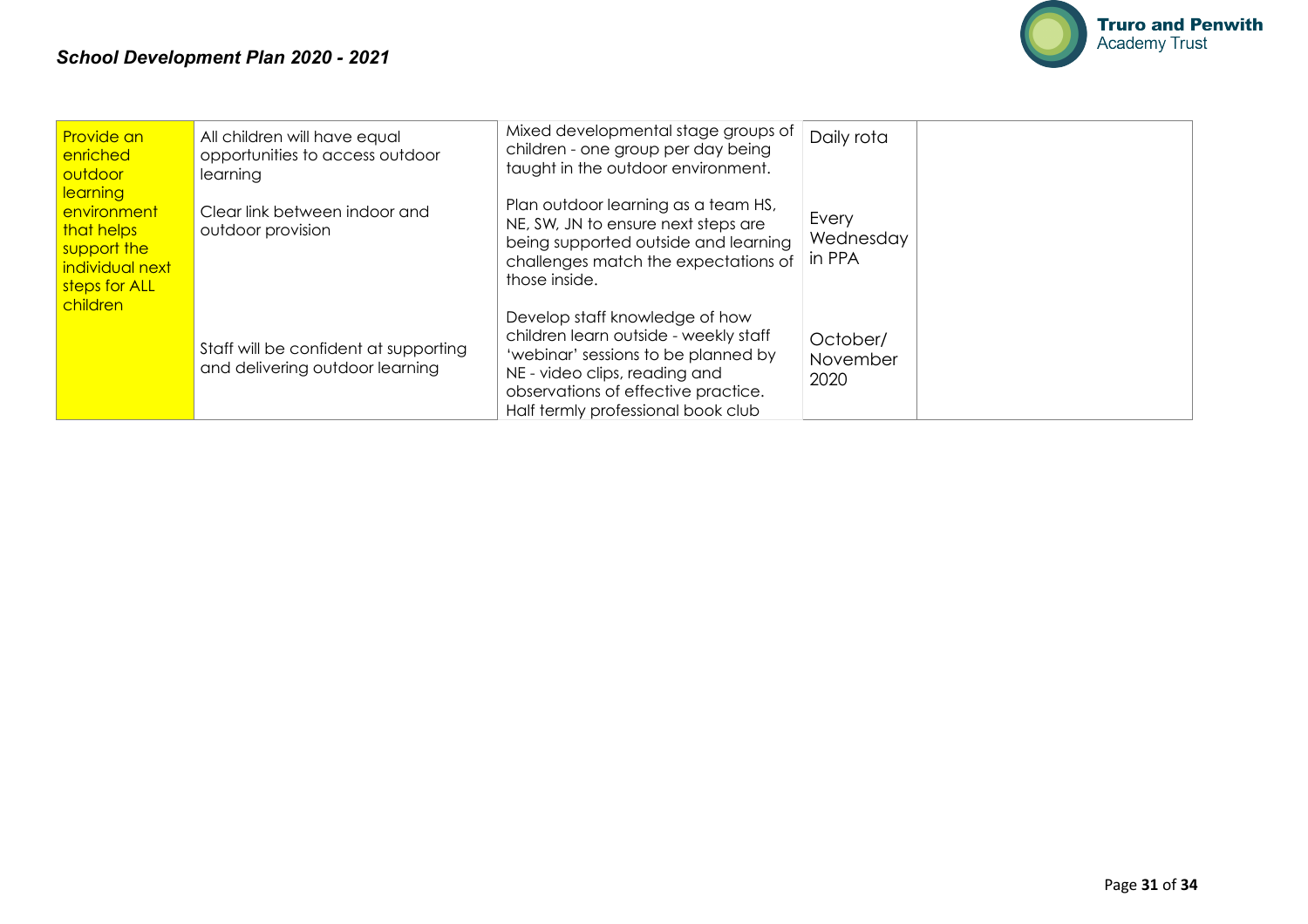*School Development Plan 2020 - 2021*

| | | | | |
|---|---|---|---|---|
| Provide an enriched outdoor learning environment that helps support the individual next steps for ALL children | All children will have equal opportunities to access outdoor learning | Mixed developmental stage groups of children - one group per day being taught in the outdoor environment. | Daily rota | |
| | Clear link between indoor and outdoor provision | Plan outdoor learning as a team HS, NE, SW, JN to ensure next steps are being supported outside and learning challenges match the expectations of those inside. | Every Wednesday in PPA | |
| | Staff will be confident at supporting and delivering outdoor learning | Develop staff knowledge of how children learn outside - weekly staff 'webinar' sessions to be planned by NE - video clips, reading and observations of effective practice. Half termly professional book club | October/ November 2020 | |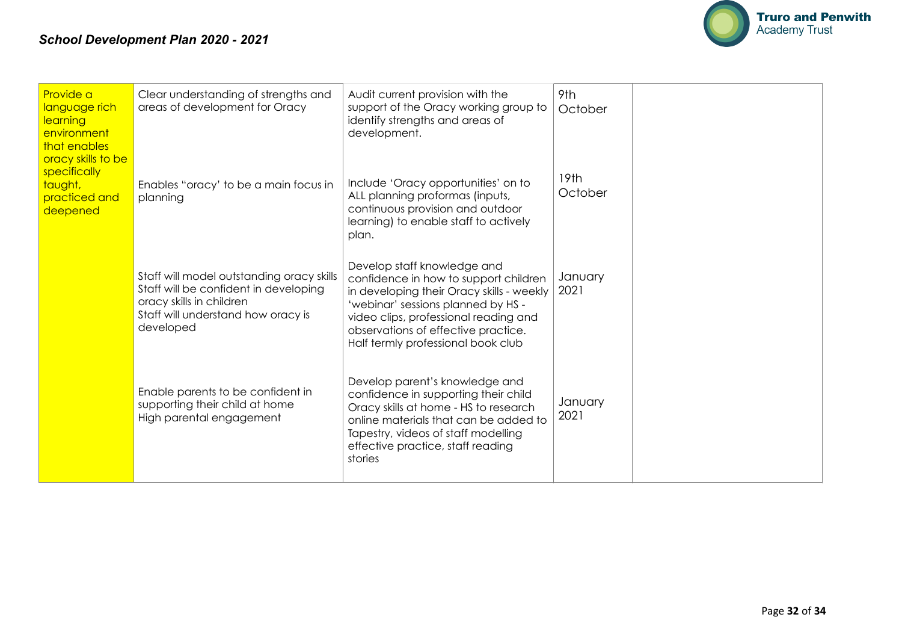*School Development Plan 2020 - 2021*

| | | | | |
|---|---|---|---|---|
| Provide a language rich learning environment that enables oracy skills to be specifically taught, practiced and deepened | Clear understanding of strengths and areas of development for Oracy | Audit current provision with the support of the Oracy working group to identify strengths and areas of development. | 9th October | |
| | Enables "oracy' to be a main focus in planning | Include 'Oracy opportunities' on to ALL planning proformas (inputs, continuous provision and outdoor learning) to enable staff to actively plan. | 19th October | |
| | Staff will model outstanding oracy skills<br>Staff will be confident in developing oracy skills in children<br>Staff will understand how oracy is developed | Develop staff knowledge and confidence in how to support children in developing their Oracy skills - weekly 'webinar' sessions planned by HS - video clips, professional reading and observations of effective practice. Half termly professional book club | January 2021 | |
| | Enable parents to be confident in supporting their child at home<br>High parental engagement | Develop parent's knowledge and confidence in supporting their child Oracy skills at home - HS to research online materials that can be added to Tapestry, videos of staff modelling effective practice, staff reading stories | January 2021 | |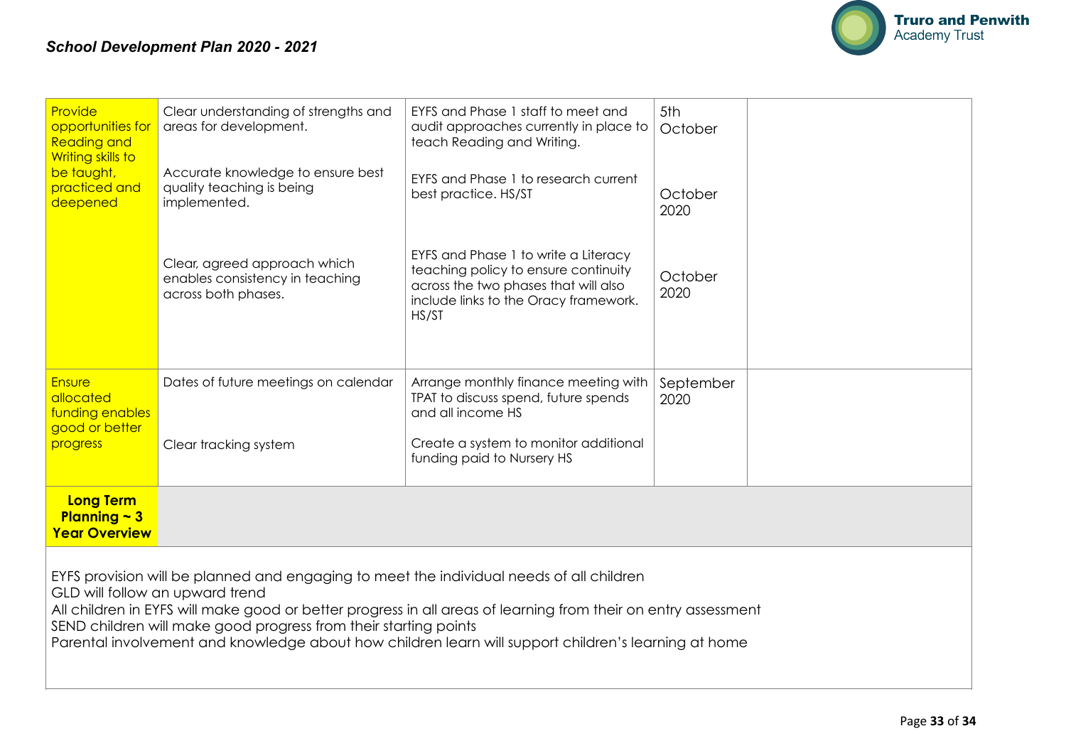| | | | | |
|---|---|---|---|---|
| Provide opportunities for Reading and Writing skills to be taught, practiced and deepened | Clear understanding of strengths and areas for development.<br><br>Accurate knowledge to ensure best quality teaching is being implemented.<br><br>Clear, agreed approach which enables consistency in teaching across both phases. | EYFS and Phase 1 staff to meet and audit approaches currently in place to teach Reading and Writing.<br><br>EYFS and Phase 1 to research current best practice. HS/ST<br><br>EYFS and Phase 1 to write a Literacy teaching policy to ensure continuity across the two phases that will also include links to the Oracy framework. HS/ST | 5th October<br><br>October 2020<br><br>October 2020 | |
| Ensure allocated funding enables good or better progress | Dates of future meetings on calendar<br><br>Clear tracking system | Arrange monthly finance meeting with TPAT to discuss spend, future spends and all income HS<br><br>Create a system to monitor additional funding paid to Nursery HS | September 2020 | |
| **Long Term Planning ~ 3 Year Overview** | | | | |

EYFS provision will be planned and engaging to meet the individual needs of all children
GLD will follow an upward trend
All children in EYFS will make good or better progress in all areas of learning from their on entry assessment
SEND children will make good progress from their starting points
Parental involvement and knowledge about how children learn will support children's learning at home